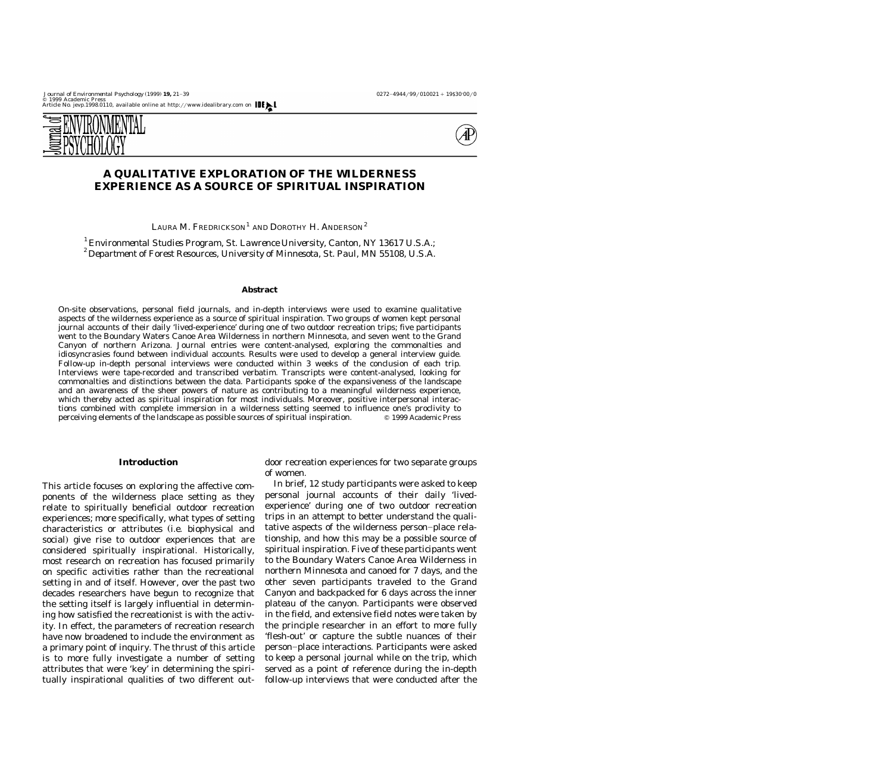# A QUALITATIVE EXPLORATION OF THE WILDERNESS EXPERIENCE AS A SOURCE OF SPIRITUAL INSPIRATION

LAURA M. FREDRICKSON[1] AND DOROTHY H. ANDERSON[2]

[1] *Environmental Studies Program, St. Lawrence University, Canton, NY 13617 U.S.A.;*
[2] *Department of Forest Resources, University of Minnesota, St. Paul, MN 55108, U.S.A.*

## Abstract

On-site observations, personal field journals, and in-depth interviews were used to examine qualitative aspects of the wilderness experience as a source of spiritual inspiration. Two groups of women kept personal journal accounts of their daily 'lived-experience' during one of two outdoor recreation trips; five participants went to the Boundary Waters Canoe Area Wilderness in northern Minnesota, and seven went to the Grand Canyon of northern Arizona. Journal entries were content-analysed, exploring the commonalties and idiosyncrasies found between individual accounts. Results were used to develop a general interview guide. Follow-up in-depth personal interviews were conducted within 3 weeks of the conclusion of each trip. Interviews were tape-recorded and transcribed verbatim. Transcripts were content-analysed, looking for commonalties and distinctions between the data. Participants spoke of the expansiveness of the landscape and an awareness of the sheer powers of nature as contributing to a meaningful wilderness experience, which thereby acted as spiritual inspiration for most individuals. Moreover, positive interpersonal interactions combined with complete immersion in a wilderness setting seemed to influence one's proclivity to perceiving elements of the landscape as possible sources of spiritual inspiration. © 1999 Academic Press

## Introduction

This article focuses on exploring the affective components of the wilderness place setting as they relate to spiritually beneficial outdoor recreation experiences; more specifically, what types of setting characteristics or attributes (i.e. biophysical and social) give rise to outdoor experiences that are considered spiritually inspirational. Historically, most research on recreation has focused primarily on specific activities rather than the recreational setting in and of itself. However, over the past two decades researchers have begun to recognize that the setting itself is largely influential in determining how satisfied the recreationist is with the activity. In effect, the parameters of recreation research have now broadened to include the environment as a primary point of inquiry. The thrust of this article is to more fully investigate a number of setting attributes that were 'key' in determining the spiritually inspirational qualities of two different outdoor recreation experiences for two separate groups of women.

In brief, 12 study participants were asked to keep personal journal accounts of their daily 'lived-experience' during one of two outdoor recreation trips in an attempt to better understand the qualitative aspects of the wilderness person–place relationship, and how this may be a possible source of spiritual inspiration. Five of these participants went to the Boundary Waters Canoe Area Wilderness in northern Minnesota and canoed for 7 days, and the other seven participants traveled to the Grand Canyon and backpacked for 6 days across the inner plateau of the canyon. Participants were observed in the field, and extensive field notes were taken by the principle researcher in an effort to more fully 'flesh-out' or capture the subtle nuances of their person–place interactions. Participants were asked to keep a personal journal while on the trip, which served as a point of reference during the in-depth follow-up interviews that were conducted after the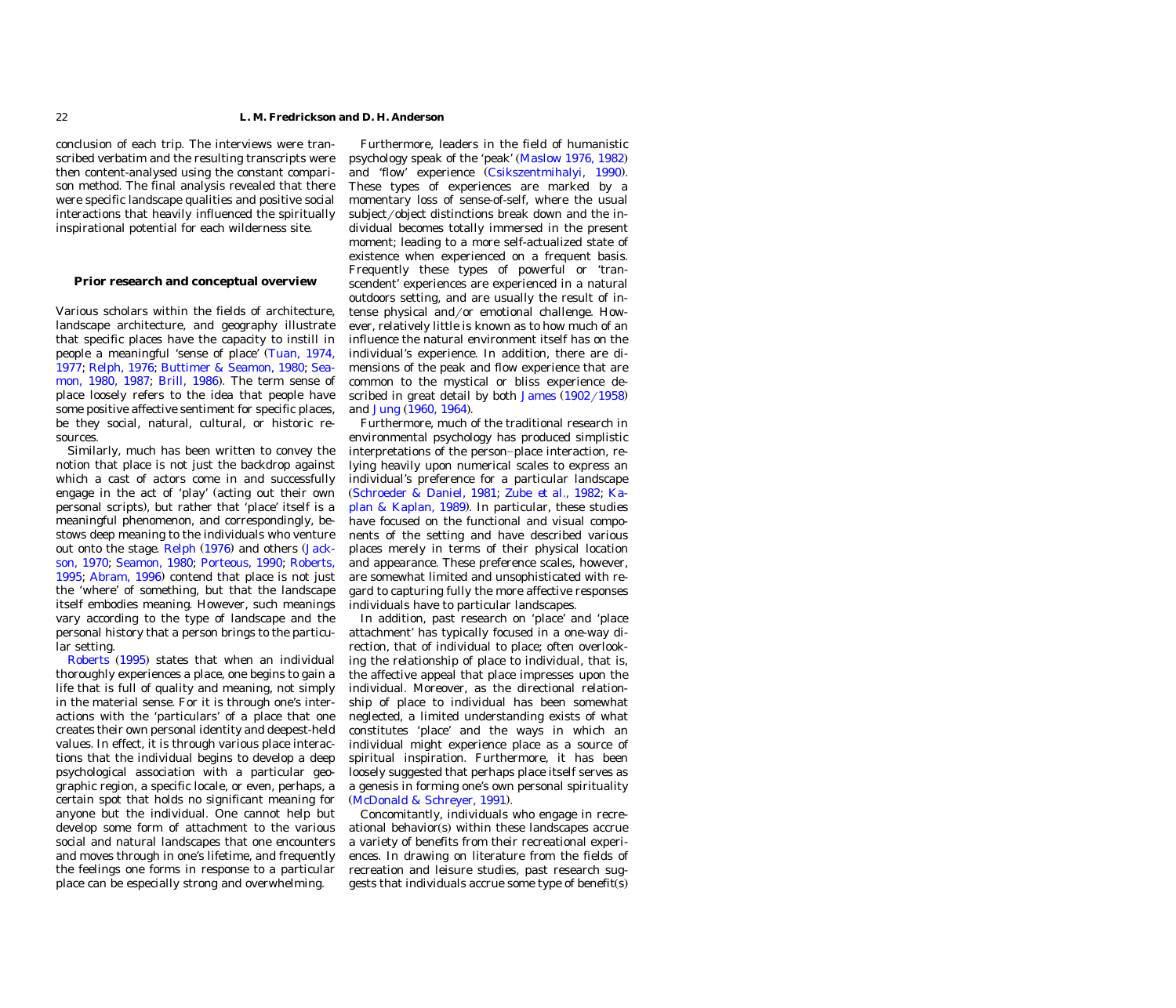conclusion of each trip. The interviews were transcribed verbatim and the resulting transcripts were then content-analysed using the constant comparison method. The final analysis revealed that there were specific landscape qualities and positive social interactions that heavily influenced the spiritually inspirational potential for each wilderness site.

## Prior research and conceptual overview

Various scholars within the fields of architecture, landscape architecture, and geography illustrate that specific places have the capacity to instill in people a meaningful 'sense of place' (Tuan, 1974, 1977; Relph, 1976; Buttimer & Seamon, 1980; Seamon, 1980, 1987; Brill, 1986). The term sense of place loosely refers to the idea that people have some positive affective sentiment for specific places, be they social, natural, cultural, or historic resources.

Similarly, much has been written to convey the notion that place is not just the backdrop against which a cast of actors come in and successfully engage in the act of 'play' (acting out their own personal scripts), but rather that 'place' itself is a meaningful phenomenon, and correspondingly, bestows deep meaning to the individuals who venture out onto the stage. Relph (1976) and others (Jackson, 1970; Seamon, 1980; Porteous, 1990; Roberts, 1995; Abram, 1996) contend that place is not just the 'where' of something, but that the landscape itself embodies meaning. However, such meanings vary according to the type of landscape and the personal history that a person brings to the particular setting.

Roberts (1995) states that when an individual thoroughly experiences a place, one begins to gain a life that is full of quality and meaning, not simply in the material sense. For it is through one's interactions with the 'particulars' of a place that one creates their own personal identity and deepest-held values. In effect, it is through various place interactions that the individual begins to develop a deep psychological association with a particular geographic region, a specific locale, or even, perhaps, a certain spot that holds no significant meaning for anyone but the individual. One cannot help but develop some form of attachment to the various social and natural landscapes that one encounters and moves through in one's lifetime, and frequently the feelings one forms in response to a particular place can be especially strong and overwhelming.

Furthermore, leaders in the field of humanistic psychology speak of the 'peak' (Maslow 1976, 1982) and 'flow' experience (Csikszentmihalyi, 1990). These types of experiences are marked by a momentary loss of sense-of-self, where the usual subject/object distinctions break down and the individual becomes totally immersed in the present moment; leading to a more self-actualized state of existence when experienced on a frequent basis. Frequently these types of powerful or 'transcendent' experiences are experienced in a natural outdoors setting, and are usually the result of intense physical and/or emotional challenge. However, relatively little is known as to how much of an influence the natural environment itself has on the individual's experience. In addition, there are dimensions of the peak and flow experience that are common to the mystical or bliss experience described in great detail by both James (1902/1958) and Jung (1960, 1964).

Furthermore, much of the traditional research in environmental psychology has produced simplistic interpretations of the person–place interaction, relying heavily upon numerical scales to express an individual's preference for a particular landscape (Schroeder & Daniel, 1981; Zube *et al.*, 1982; Kaplan & Kaplan, 1989). In particular, these studies have focused on the functional and visual components of the setting and have described various places merely in terms of their physical location and appearance. These preference scales, however, are somewhat limited and unsophisticated with regard to capturing fully the more affective responses individuals have to particular landscapes.

In addition, past research on 'place' and 'place attachment' has typically focused in a one-way direction, that of individual to place; often overlooking the relationship of place to individual, that is, the affective appeal that place impresses upon the individual. Moreover, as the directional relationship of place to individual has been somewhat neglected, a limited understanding exists of what constitutes 'place' and the ways in which an individual might experience place as a source of spiritual inspiration. Furthermore, it has been loosely suggested that perhaps place itself serves as a genesis in forming one's own personal spirituality (McDonald & Schreyer, 1991).

Concomitantly, individuals who engage in recreational behavior(s) within these landscapes accrue a variety of benefits from their recreational experiences. In drawing on literature from the fields of recreation and leisure studies, past research suggests that individuals accrue some type of benefit(s)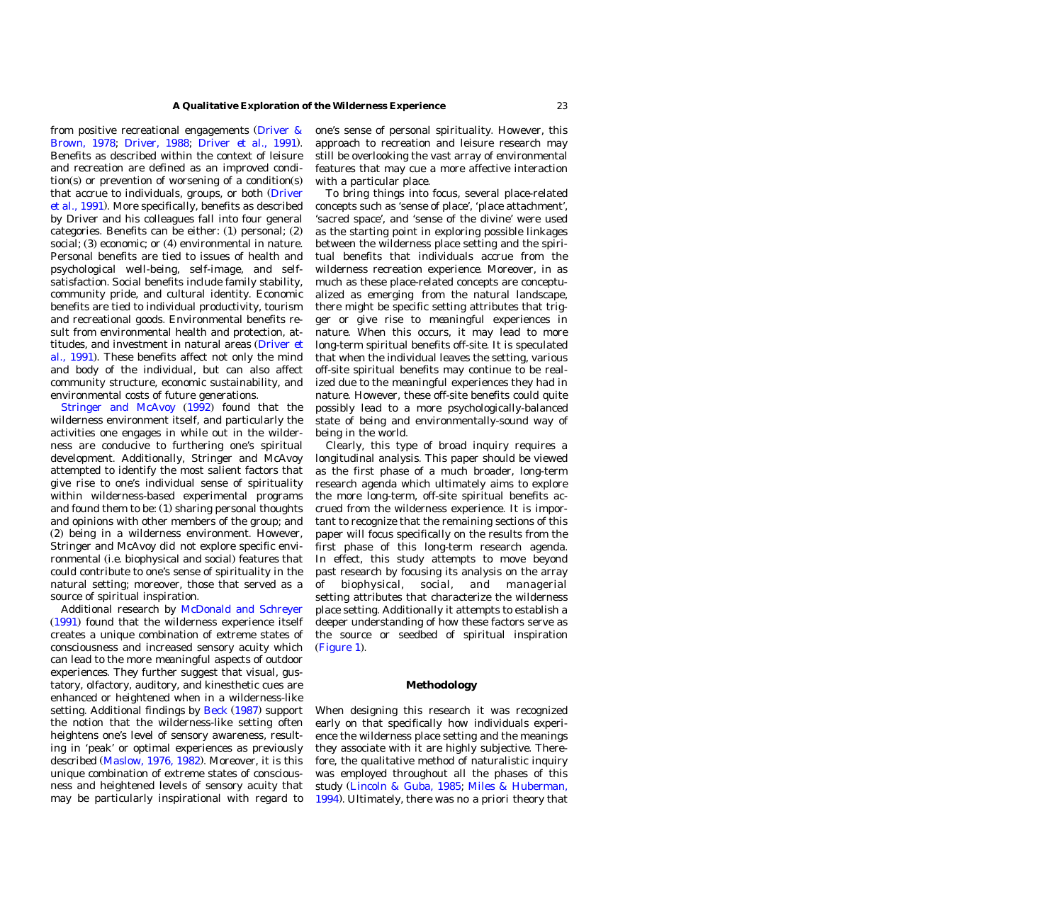from positive recreational engagements (Driver & Brown, 1978; Driver, 1988; Driver *et al.*, 1991). Benefits as described within the context of leisure and recreation are defined as an improved condition(s) or prevention of worsening of a condition(s) that accrue to individuals, groups, or both (Driver et al., 1991). More specifically, benefits as described by Driver and his colleagues fall into four general categories. Benefits can be either: (1) personal; (2) social; (3) economic; or (4) environmental in nature. Personal benefits are tied to issues of health and psychological well-being, self-image, and self-satisfaction. Social benefits include family stability, community pride, and cultural identity. Economic benefits are tied to individual productivity, tourism and recreational goods. Environmental benefits result from environmental health and protection, attitudes, and investment in natural areas (Driver *et al.*, 1991). These benefits affect not only the mind and body of the individual, but can also affect community structure, economic sustainability, and environmental costs of future generations.

Stringer and McAvoy (1992) found that the wilderness environment itself, and particularly the activities one engages in while out in the wilderness are conducive to furthering one's spiritual development. Additionally, Stringer and McAvoy attempted to identify the most salient factors that give rise to one's individual sense of spirituality within wilderness-based experimental programs and found them to be: (1) sharing personal thoughts and opinions with other members of the group; and (2) being in a wilderness environment. However, Stringer and McAvoy did not explore specific environmental (i.e. biophysical and social) features that could contribute to one's sense of spirituality in the natural setting; moreover, those that served as a source of spiritual inspiration.

Additional research by McDonald and Schreyer (1991) found that the wilderness experience itself creates a unique combination of extreme states of consciousness and increased sensory acuity which can lead to the more meaningful aspects of outdoor experiences. They further suggest that visual, gustatory, olfactory, auditory, and kinesthetic cues are enhanced or heightened when in a wilderness-like setting. Additional findings by Beck (1987) support the notion that the wilderness-like setting often heightens one's level of sensory awareness, resulting in 'peak' or optimal experiences as previously described (Maslow, 1976, 1982). Moreover, it is this unique combination of extreme states of consciousness and heightened levels of sensory acuity that may be particularly inspirational with regard to one's sense of personal spirituality. However, this approach to recreation and leisure research may still be overlooking the vast array of environmental features that may cue a more affective interaction with a particular place.

To bring things into focus, several place-related concepts such as 'sense of place', 'place attachment', 'sacred space', and 'sense of the divine' were used as the starting point in exploring possible linkages between the wilderness place setting and the spiritual benefits that individuals accrue from the wilderness recreation experience. Moreover, in as much as these place-related concepts are conceptualized as emerging from the natural landscape, there might be specific setting attributes that trigger or give rise to meaningful experiences in nature. When this occurs, it may lead to more long-term spiritual benefits off-site. It is speculated that when the individual leaves the setting, various off-site spiritual benefits may continue to be realized due to the meaningful experiences they had in nature. However, these off-site benefits could quite possibly lead to a more psychologically-balanced state of being and environmentally-sound way of being in the world.

Clearly, this type of broad inquiry requires a longitudinal analysis. This paper should be viewed as the first phase of a much broader, long-term research agenda which ultimately aims to explore the more long-term, off-site spiritual benefits accrued from the wilderness experience. It is important to recognize that the remaining sections of this paper will focus specifically on the results from the first phase of this long-term research agenda. In effect, this study attempts to move beyond past research by focusing its analysis on the array of biophysical, social, and managerial setting attributes that characterize the wilderness place setting. Additionally it attempts to establish a deeper understanding of how these factors serve as the source or seedbed of spiritual inspiration (Figure 1).

## Methodology

When designing this research it was recognized early on that specifically how individuals experience the wilderness place setting and the meanings they associate with it are highly subjective. Therefore, the qualitative method of naturalistic inquiry was employed throughout all the phases of this study (Lincoln & Guba, 1985; Miles & Huberman, 1994). Ultimately, there was no a priori theory that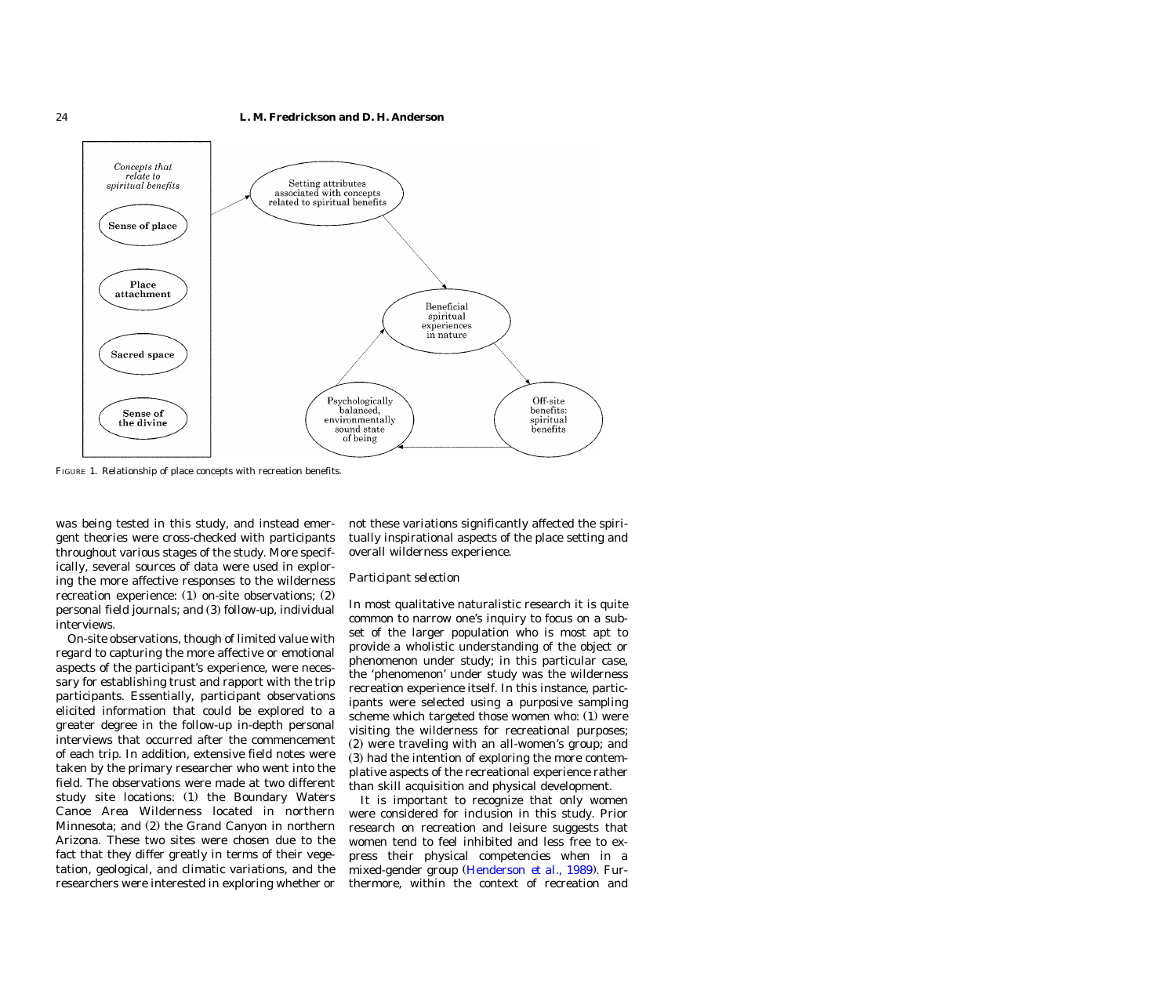Concepts that relate to spiritual benefits

Sense of place

Place attachment

Sacred space

Sense of the divine

Setting attributes associated with concepts related to spiritual benefits

Beneficial spiritual experiences in nature

Psychologically balanced, environmentally sound state of being

Off-site benefits: spiritual benefits

FIGURE 1. Relationship of place concepts with recreation benefits.

was being tested in this study, and instead emergent theories were cross-checked with participants throughout various stages of the study. More specifically, several sources of data were used in exploring the more affective responses to the wilderness recreation experience: (1) on-site observations; (2) personal field journals; and (3) follow-up, individual interviews.

On-site observations, though of limited value with regard to capturing the more affective or emotional aspects of the participant's experience, were necessary for establishing trust and rapport with the trip participants. Essentially, participant observations elicited information that could be explored to a greater degree in the follow-up in-depth personal interviews that occurred after the commencement of each trip. In addition, extensive field notes were taken by the primary researcher who went into the field. The observations were made at two different study site locations: (1) the Boundary Waters Canoe Area Wilderness located in northern Minnesota; and (2) the Grand Canyon in northern Arizona. These two sites were chosen due to the fact that they differ greatly in terms of their vegetation, geological, and climatic variations, and the researchers were interested in exploring whether or not these variations significantly affected the spiritually inspirational aspects of the place setting and overall wilderness experience.

### *Participant selection*

In most qualitative naturalistic research it is quite common to narrow one's inquiry to focus on a subset of the larger population who is most apt to provide a wholistic understanding of the object or phenomenon under study; in this particular case, the 'phenomenon' under study was the wilderness recreation experience itself. In this instance, participants were selected using a purposive sampling scheme which targeted those women who: (1) were visiting the wilderness for recreational purposes; (2) were traveling with an all-women's group; and (3) had the intention of exploring the more contemplative aspects of the recreational experience rather than skill acquisition and physical development.

It is important to recognize that only women were considered for inclusion in this study. Prior research on recreation and leisure suggests that women tend to feel inhibited and less free to express their physical competencies when in a mixed-gender group (Henderson *et al.*, 1989). Furthermore, within the context of recreation and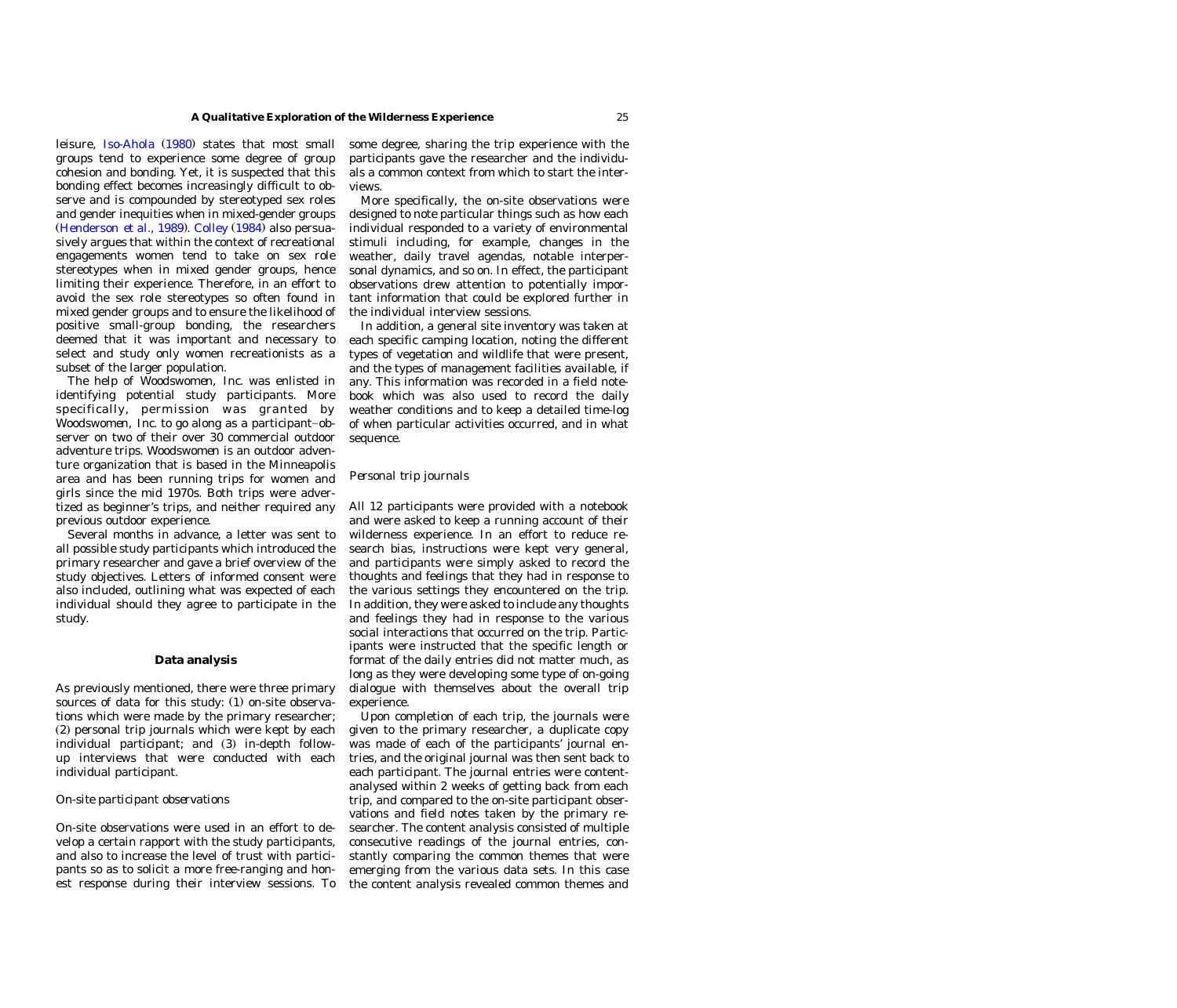leisure, Iso-Ahola (1980) states that most small groups tend to experience some degree of group cohesion and bonding. Yet, it is suspected that this bonding effect becomes increasingly difficult to observe and is compounded by stereotyped sex roles and gender inequities when in mixed-gender groups (Henderson et al., 1989). Colley (1984) also persuasively argues that within the context of recreational engagements women tend to take on sex role stereotypes when in mixed gender groups, hence limiting their experience. Therefore, in an effort to avoid the sex role stereotypes so often found in mixed gender groups and to ensure the likelihood of positive small-group bonding, the researchers deemed that it was important and necessary to select and study only women recreationists as a subset of the larger population.

The help of Woodswomen, Inc. was enlisted in identifying potential study participants. More specifically, permission was granted by Woodswomen, Inc. to go along as a participant–observer on two of their over 30 commercial outdoor adventure trips. Woodswomen is an outdoor adventure organization that is based in the Minneapolis area and has been running trips for women and girls since the mid 1970s. Both trips were advertized as beginner's trips, and neither required any previous outdoor experience.

Several months in advance, a letter was sent to all possible study participants which introduced the primary researcher and gave a brief overview of the study objectives. Letters of informed consent were also included, outlining what was expected of each individual should they agree to participate in the study.

## Data analysis

As previously mentioned, there were three primary sources of data for this study: (1) on-site observations which were made by the primary researcher; (2) personal trip journals which were kept by each individual participant; and (3) in-depth follow-up interviews that were conducted with each individual participant.

### *On-site participant observations*

On-site observations were used in an effort to develop a certain rapport with the study participants, and also to increase the level of trust with participants so as to solicit a more free-ranging and honest response during their interview sessions. To some degree, sharing the trip experience with the participants gave the researcher and the individuals a common context from which to start the interviews.

More specifically, the on-site observations were designed to note particular things such as how each individual responded to a variety of environmental stimuli including, for example, changes in the weather, daily travel agendas, notable interpersonal dynamics, and so on. In effect, the participant observations drew attention to potentially important information that could be explored further in the individual interview sessions.

In addition, a general site inventory was taken at each specific camping location, noting the different types of vegetation and wildlife that were present, and the types of management facilities available, if any. This information was recorded in a field notebook which was also used to record the daily weather conditions and to keep a detailed time-log of when particular activities occurred, and in what sequence.

### *Personal trip journals*

All 12 participants were provided with a notebook and were asked to keep a running account of their wilderness experience. In an effort to reduce research bias, instructions were kept very general, and participants were simply asked to record the thoughts and feelings that they had in response to the various settings they encountered on the trip. In addition, they were asked to include any thoughts and feelings they had in response to the various social interactions that occurred on the trip. Participants were instructed that the specific length or format of the daily entries did not matter much, as long as they were developing some type of on-going dialogue with themselves about the overall trip experience.

Upon completion of each trip, the journals were given to the primary researcher, a duplicate copy was made of each of the participants' journal entries, and the original journal was then sent back to each participant. The journal entries were content-analysed within 2 weeks of getting back from each trip, and compared to the on-site participant observations and field notes taken by the primary researcher. The content analysis consisted of multiple consecutive readings of the journal entries, constantly comparing the common themes that were emerging from the various data sets. In this case the content analysis revealed common themes and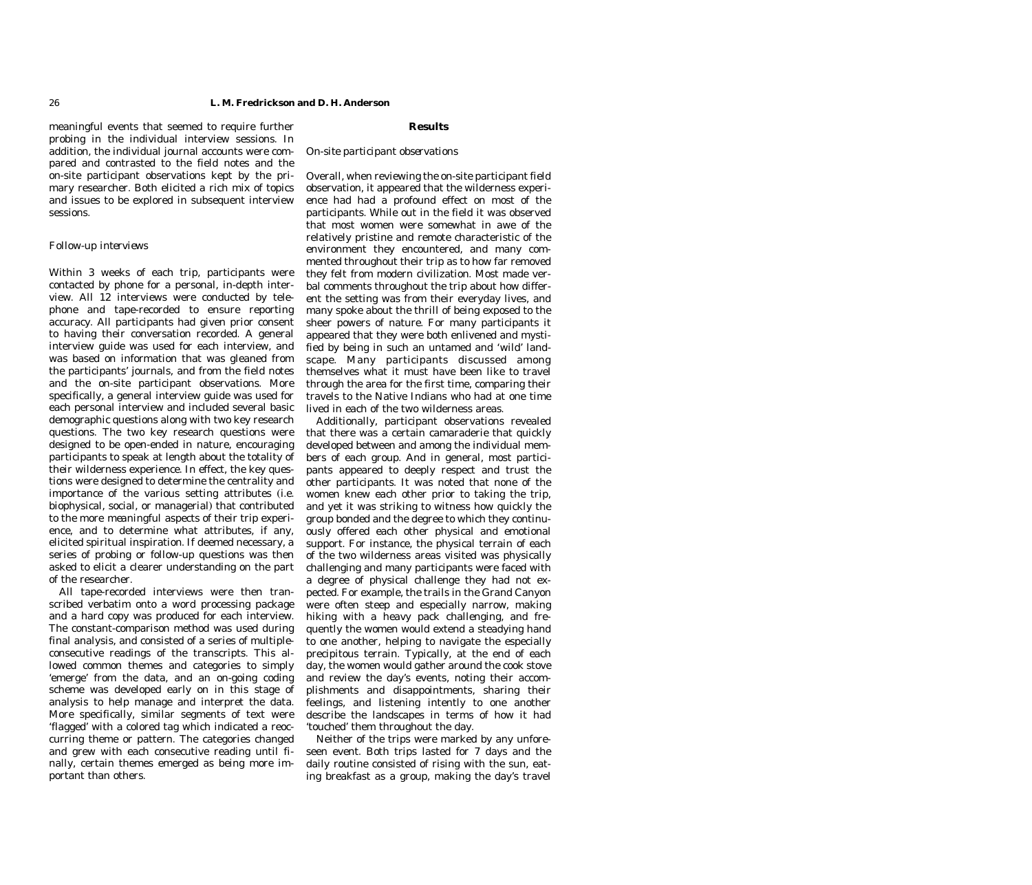meaningful events that seemed to require further probing in the individual interview sessions. In addition, the individual journal accounts were compared and contrasted to the field notes and the on-site participant observations kept by the primary researcher. Both elicited a rich mix of topics and issues to be explored in subsequent interview sessions.

### *Follow-up interviews*

Within 3 weeks of each trip, participants were contacted by phone for a personal, in-depth interview. All 12 interviews were conducted by telephone and tape-recorded to ensure reporting accuracy. All participants had given prior consent to having their conversation recorded. A general interview guide was used for each interview, and was based on information that was gleaned from the participants' journals, and from the field notes and the on-site participant observations. More specifically, a general interview guide was used for each personal interview and included several basic demographic questions along with two key research questions. The two key research questions were designed to be open-ended in nature, encouraging participants to speak at length about the totality of their wilderness experience. In effect, the key questions were designed to determine the centrality and importance of the various setting attributes (i.e. biophysical, social, or managerial) that contributed to the more meaningful aspects of their trip experience, and to determine what attributes, if any, elicited spiritual inspiration. If deemed necessary, a series of probing or follow-up questions was then asked to elicit a clearer understanding on the part of the researcher.

All tape-recorded interviews were then transcribed verbatim onto a word processing package and a hard copy was produced for each interview. The constant-comparison method was used during final analysis, and consisted of a series of multiple-consecutive readings of the transcripts. This allowed common themes and categories to simply 'emerge' from the data, and an on-going coding scheme was developed early on in this stage of analysis to help manage and interpret the data. More specifically, similar segments of text were 'flagged' with a colored tag which indicated a reoccurring theme or pattern. The categories changed and grew with each consecutive reading until finally, certain themes emerged as being more important than others.

## Results

### *On-site participant observations*

Overall, when reviewing the on-site participant field observation, it appeared that the wilderness experience had had a profound effect on most of the participants. While out in the field it was observed that most women were somewhat in awe of the relatively pristine and remote characteristic of the environment they encountered, and many commented throughout their trip as to how far removed they felt from modern civilization. Most made verbal comments throughout the trip about how different the setting was from their everyday lives, and many spoke about the thrill of being exposed to the sheer powers of nature. For many participants it appeared that they were both enlivened and mystified by being in such an untamed and 'wild' landscape. Many participants discussed among themselves what it must have been like to travel through the area for the first time, comparing their travels to the Native Indians who had at one time lived in each of the two wilderness areas.

Additionally, participant observations revealed that there was a certain camaraderie that quickly developed between and among the individual members of each group. And in general, most participants appeared to deeply respect and trust the other participants. It was noted that none of the women knew each other prior to taking the trip, and yet it was striking to witness how quickly the group bonded and the degree to which they continuously offered each other physical and emotional support. For instance, the physical terrain of each of the two wilderness areas visited was physically challenging and many participants were faced with a degree of physical challenge they had not expected. For example, the trails in the Grand Canyon were often steep and especially narrow, making hiking with a heavy pack challenging, and frequently the women would extend a steadying hand to one another, helping to navigate the especially precipitous terrain. Typically, at the end of each day, the women would gather around the cook stove and review the day's events, noting their accomplishments and disappointments, sharing their feelings, and listening intently to one another describe the landscapes in terms of how it had 'touched' them throughout the day.

Neither of the trips were marked by any unforeseen event. Both trips lasted for 7 days and the daily routine consisted of rising with the sun, eating breakfast as a group, making the day's travel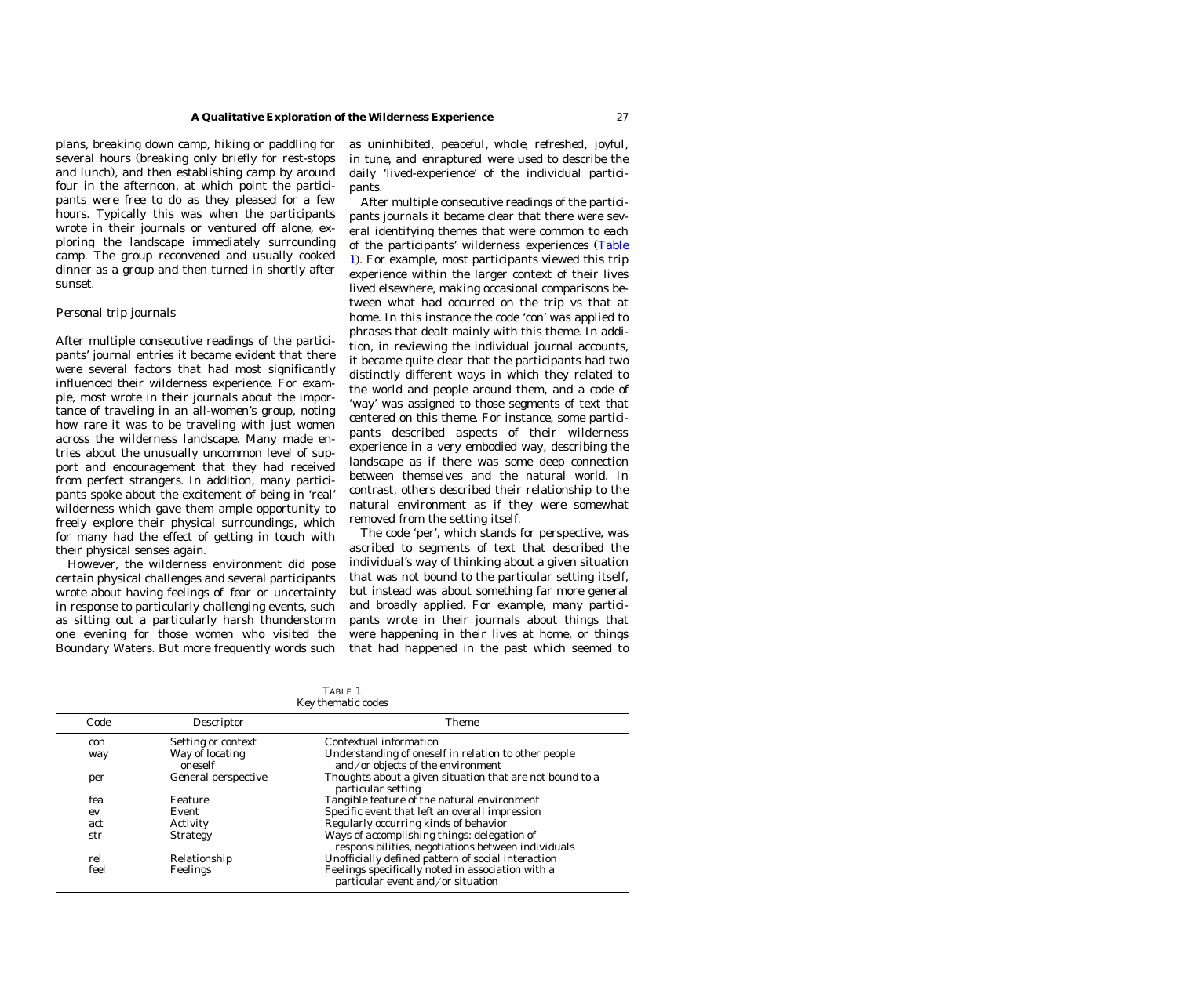plans, breaking down camp, hiking or paddling for several hours (breaking only briefly for rest-stops and lunch), and then establishing camp by around four in the afternoon, at which point the participants were free to do as they pleased for a few hours. Typically this was when the participants wrote in their journals or ventured off alone, exploring the landscape immediately surrounding camp. The group reconvened and usually cooked dinner as a group and then turned in shortly after sunset.

### *Personal trip journals*

After multiple consecutive readings of the participants' journal entries it became evident that there were several factors that had most significantly influenced their wilderness experience. For example, most wrote in their journals about the importance of traveling in an all-women's group, noting how rare it was to be traveling with just women across the wilderness landscape. Many made entries about the unusually uncommon level of support and encouragement that they had received from perfect strangers. In addition, many participants spoke about the excitement of being in 'real' wilderness which gave them ample opportunity to freely explore their physical surroundings, which for many had the effect of getting in touch with their physical senses again.

However, the wilderness environment did pose certain physical challenges and several participants wrote about having feelings of fear or uncertainty in response to particularly challenging events, such as sitting out a particularly harsh thunderstorm one evening for those women who visited the Boundary Waters. But more frequently words such as *uninhibited*, *peaceful*, *whole*, *refreshed*, *joyful*, *in tune*, and *enraptured* were used to describe the daily 'lived-experience' of the individual participants.

After multiple consecutive readings of the participants journals it became clear that there were several identifying themes that were common to each of the participants' wilderness experiences (Table 1). For example, most participants viewed this trip experience within the larger context of their lives lived elsewhere, making occasional comparisons between what had occurred on the trip vs that at home. In this instance the code 'con' was applied to phrases that dealt mainly with this theme. In addition, in reviewing the individual journal accounts, it became quite clear that the participants had two distinctly different ways in which they related to the world and people around them, and a code of 'way' was assigned to those segments of text that centered on this theme. For instance, some participants described aspects of their wilderness experience in a very embodied way, describing the landscape as if there was some deep connection between themselves and the natural world. In contrast, others described their relationship to the natural environment as if they were somewhat removed from the setting itself.

The code 'per', which stands for perspective, was ascribed to segments of text that described the individual's way of thinking about a given situation that was not bound to the particular setting itself, but instead was about something far more general and broadly applied. For example, many participants wrote in their journals about things that were happening in their lives at home, or things that had happened in the past which seemed to

TABLE 1
*Key thematic codes*

| Code | Descriptor | Theme |
|---|---|---|
| con | Setting or context | Contextual information |
| way | Way of locating oneself | Understanding of oneself in relation to other people and/or objects of the environment |
| per | General perspective | Thoughts about a given situation that are not bound to a particular setting |
| fea | Feature | Tangible feature of the natural environment |
| ev | Event | Specific event that left an overall impression |
| act | Activity | Regularly occurring kinds of behavior |
| str | Strategy | Ways of accomplishing things: delegation of responsibilities, negotiations between individuals |
| rel | Relationship | Unofficially defined pattern of social interaction |
| feel | Feelings | Feelings specifically noted in association with a particular event and/or situation |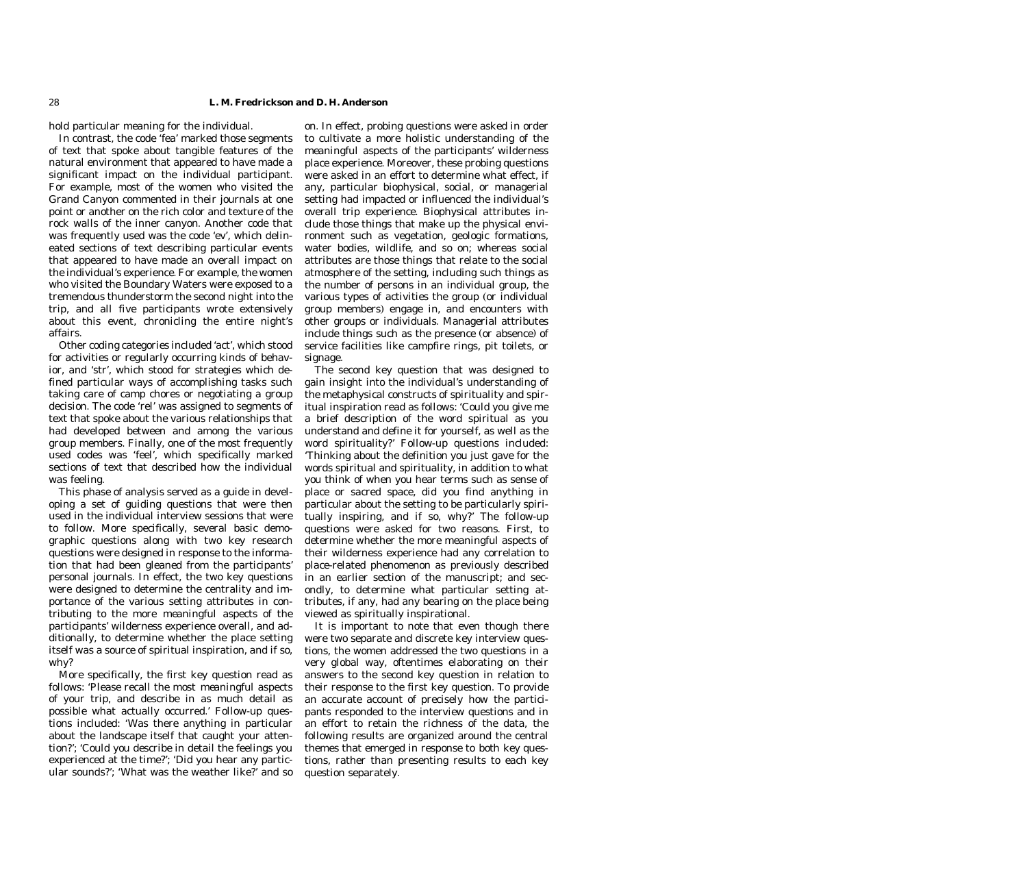hold particular meaning for the individual.

In contrast, the code 'fea' marked those segments of text that spoke about tangible features of the natural environment that appeared to have made a significant impact on the individual participant. For example, most of the women who visited the Grand Canyon commented in their journals at one point or another on the rich color and texture of the rock walls of the inner canyon. Another code that was frequently used was the code 'ev', which delineated sections of text describing particular events that appeared to have made an overall impact on the individual's experience. For example, the women who visited the Boundary Waters were exposed to a tremendous thunderstorm the second night into the trip, and all five participants wrote extensively about this event, chronicling the entire night's affairs.

Other coding categories included 'act', which stood for activities or regularly occurring kinds of behavior, and 'str', which stood for strategies which defined particular ways of accomplishing tasks such taking care of camp chores or negotiating a group decision. The code 'rel' was assigned to segments of text that spoke about the various relationships that had developed between and among the various group members. Finally, one of the most frequently used codes was 'feel', which specifically marked sections of text that described how the individual was feeling.

This phase of analysis served as a guide in developing a set of guiding questions that were then used in the individual interview sessions that were to follow. More specifically, several basic demographic questions along with two key research questions were designed in response to the information that had been gleaned from the participants' personal journals. In effect, the two key questions were designed to determine the centrality and importance of the various setting attributes in contributing to the more meaningful aspects of the participants' wilderness experience overall, and additionally, to determine whether the place setting itself was a source of spiritual inspiration, and if so, why?

More specifically, the first key question read as follows: 'Please recall the most meaningful aspects of your trip, and describe in as much detail as possible what actually occurred.' Follow-up questions included: 'Was there anything in particular about the landscape itself that caught your attention?'; 'Could you describe in detail the feelings you experienced at the time?'; 'Did you hear any particular sounds?'; 'What was the weather like?' and so on. In effect, probing questions were asked in order to cultivate a more holistic understanding of the meaningful aspects of the participants' wilderness place experience. Moreover, these probing questions were asked in an effort to determine what effect, if any, particular biophysical, social, or managerial setting had impacted or influenced the individual's overall trip experience. Biophysical attributes include those things that make up the physical environment such as vegetation, geologic formations, water bodies, wildlife, and so on; whereas social attributes are those things that relate to the social atmosphere of the setting, including such things as the number of persons in an individual group, the various types of activities the group (or individual group members) engage in, and encounters with other groups or individuals. Managerial attributes include things such as the presence (or absence) of service facilities like campfire rings, pit toilets, or signage.

The second key question that was designed to gain insight into the individual's understanding of the metaphysical constructs of spirituality and spiritual inspiration read as follows: 'Could you give me a brief description of the word spiritual as you understand and define it for yourself, as well as the word spirituality?' Follow-up questions included: 'Thinking about the definition you just gave for the words spiritual and spirituality, in addition to what you think of when you hear terms such as sense of place or sacred space, did you find anything in particular about the setting to be particularly spiritually inspiring, and if so, why?' The follow-up questions were asked for two reasons. First, to determine whether the more meaningful aspects of their wilderness experience had any correlation to place-related phenomenon as previously described in an earlier section of the manuscript; and secondly, to determine what particular setting attributes, if any, had any bearing on the place being viewed as spiritually inspirational.

It is important to note that even though there were two separate and discrete key interview questions, the women addressed the two questions in a very global way, oftentimes elaborating on their answers to the second key question in relation to their response to the first key question. To provide an accurate account of precisely how the participants responded to the interview questions and in an effort to retain the richness of the data, the following results are organized around the central themes that emerged in response to both key questions, rather than presenting results to each key question separately.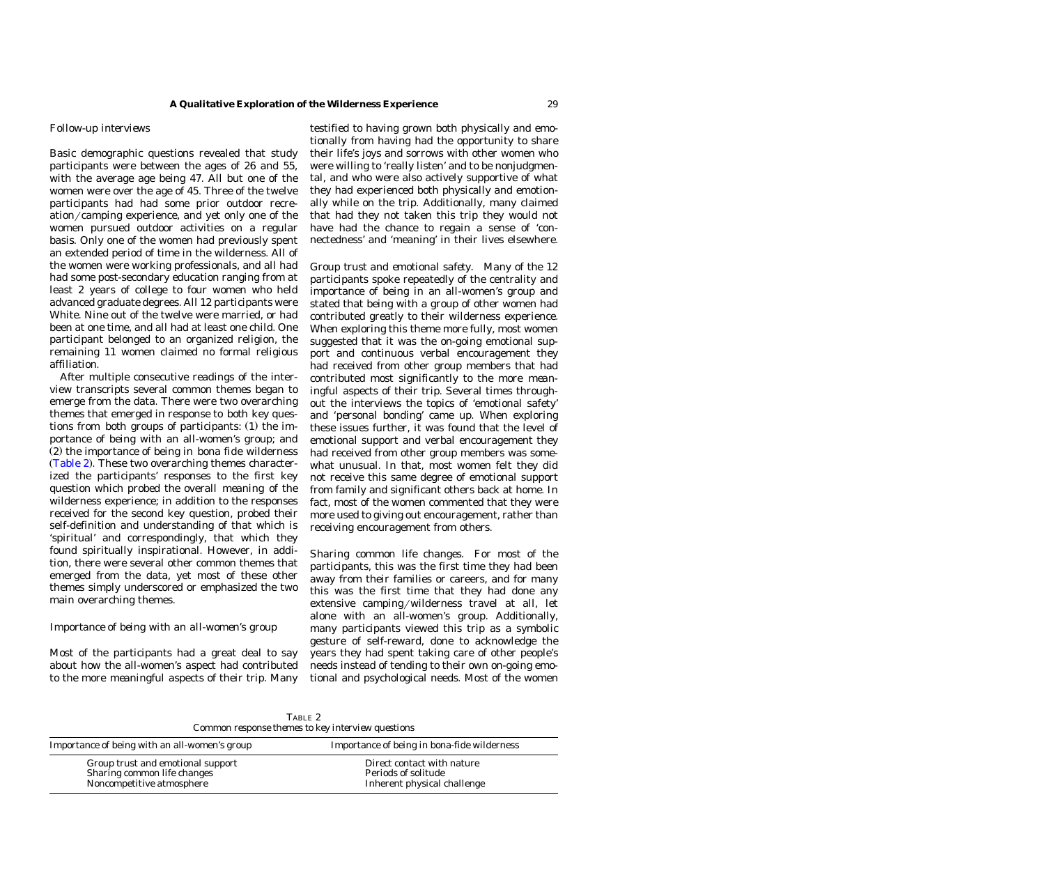### *Follow-up interviews*

Basic demographic questions revealed that study participants were between the ages of 26 and 55, with the average age being 47. All but one of the women were over the age of 45. Three of the twelve participants had had some prior outdoor recreation/camping experience, and yet only one of the women pursued outdoor activities on a regular basis. Only one of the women had previously spent an extended period of time in the wilderness. All of the women were working professionals, and all had had some post-secondary education ranging from at least 2 years of college to four women who held advanced graduate degrees. All 12 participants were White. Nine out of the twelve were married, or had been at one time, and all had at least one child. One participant belonged to an organized religion, the remaining 11 women claimed no formal religious affiliation.

After multiple consecutive readings of the interview transcripts several common themes began to emerge from the data. There were two overarching themes that emerged in response to both key questions from both groups of participants: (1) the importance of being with an all-women's group; and (2) the importance of being in bona fide wilderness (Table 2). These two overarching themes characterized the participants' responses to the first key question which probed the overall meaning of the wilderness experience; in addition to the responses received for the second key question, probed their self-definition and understanding of that which is 'spiritual' and correspondingly, that which they found spiritually inspirational. However, in addition, there were several other common themes that emerged from the data, yet most of these other themes simply underscored or emphasized the two main overarching themes.

### *Importance of being with an all-women's group*

Most of the participants had a great deal to say about how the all-women's aspect had contributed to the more meaningful aspects of their trip. Many testified to having grown both physically and emotionally from having had the opportunity to share their life's joys and sorrows with other women who were willing to 'really listen' and to be nonjudgmental, and who were also actively supportive of what they had experienced both physically and emotionally while on the trip. Additionally, many claimed that had they not taken this trip they would not have had the chance to regain a sense of 'connectedness' and 'meaning' in their lives elsewhere.

*Group trust and emotional safety.* Many of the 12 participants spoke repeatedly of the centrality and importance of being in an all-women's group and stated that being with a group of other women had contributed greatly to their wilderness experience. When exploring this theme more fully, most women suggested that it was the on-going emotional support and continuous verbal encouragement they had received from other group members that had contributed most significantly to the more meaningful aspects of their trip. Several times throughout the interviews the topics of 'emotional safety' and 'personal bonding' came up. When exploring these issues further, it was found that the level of emotional support and verbal encouragement they had received from other group members was somewhat unusual. In that, most women felt they did not receive this same degree of emotional support from family and significant others back at home. In fact, most of the women commented that they were more used to giving out encouragement, rather than receiving encouragement from others.

*Sharing common life changes.* For most of the participants, this was the first time they had been away from their families or careers, and for many this was the first time that they had done any extensive camping/wilderness travel at all, let alone with an all-women's group. Additionally, many participants viewed this trip as a symbolic gesture of self-reward, done to acknowledge the years they had spent taking care of other people's needs instead of tending to their own on-going emotional and psychological needs. Most of the women

TABLE 2
*Common response themes to key interview questions*

| *Importance of being with an all-women's group* | *Importance of being in bona-fide wilderness* |
|---|---|
| Group trust and emotional support | Direct contact with nature |
| Sharing common life changes | Periods of solitude |
| Noncompetitive atmosphere | Inherent physical challenge |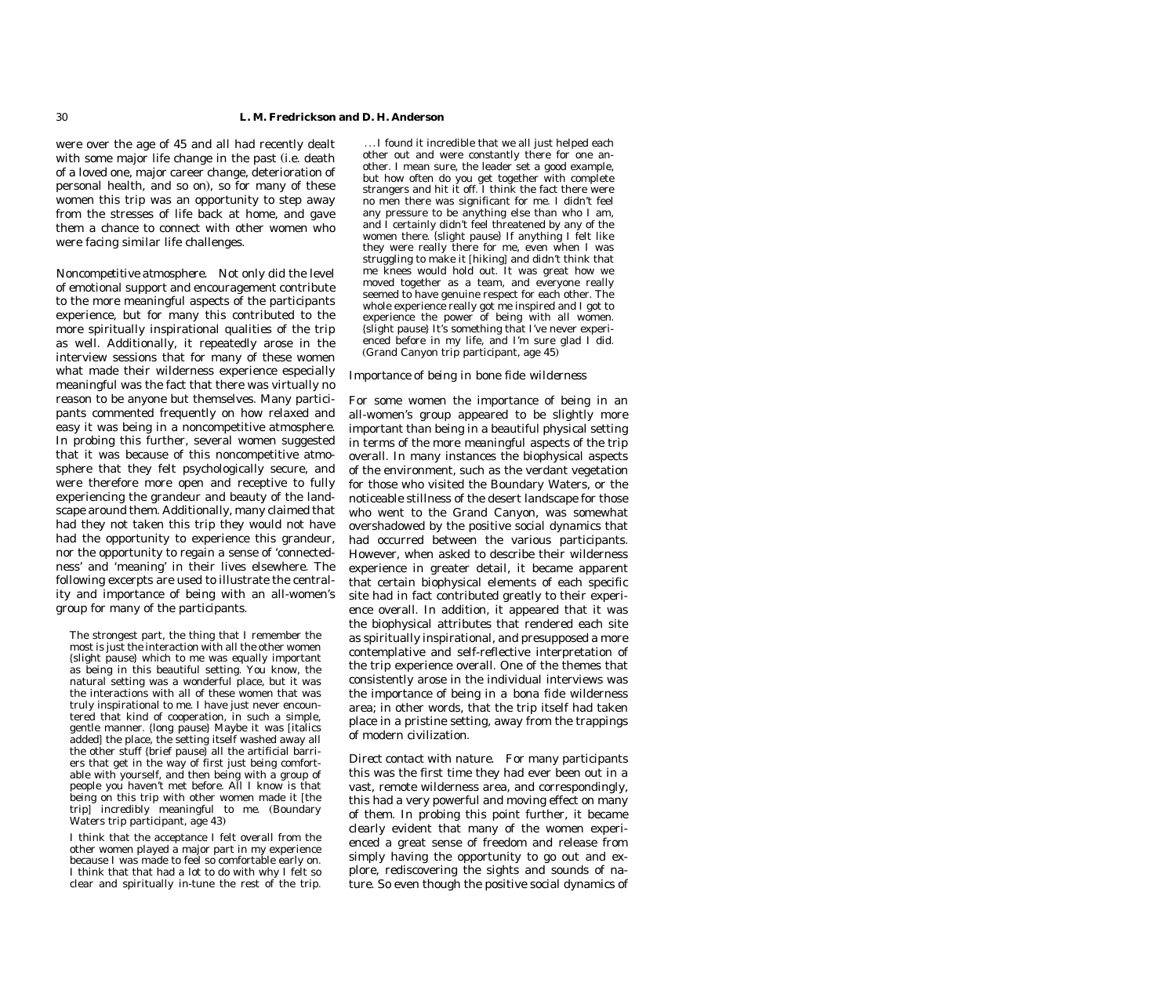were over the age of 45 and all had recently dealt with some major life change in the past (i.e. death of a loved one, major career change, deterioration of personal health, and so on), so for many of these women this trip was an opportunity to step away from the stresses of life back at home, and gave them a chance to connect with other women who were facing similar life challenges.

*Noncompetitive atmosphere.* Not only did the level of emotional support and encouragement contribute to the more meaningful aspects of the participants experience, but for many this contributed to the more spiritually inspirational qualities of the trip as well. Additionally, it repeatedly arose in the interview sessions that for many of these women what made their wilderness experience especially meaningful was the fact that there was virtually no reason to be anyone but themselves. Many participants commented frequently on how relaxed and easy it was being in a noncompetitive atmosphere. In probing this further, several women suggested that it was because of this noncompetitive atmosphere that they felt psychologically secure, and were therefore more open and receptive to fully experiencing the grandeur and beauty of the landscape around them. Additionally, many claimed that had they not taken this trip they would not have had the opportunity to experience this grandeur, nor the opportunity to regain a sense of 'connectedness' and 'meaning' in their lives elsewhere. The following excerpts are used to illustrate the centrality and importance of being with an all-women's group for many of the participants.

> The strongest part, the thing that I remember the most is just the interaction with all the other women {slight pause} which to me was equally important as being in this beautiful setting. You know, the natural setting was a wonderful place, but it was the interactions with all of these women that was truly inspirational to me. I have just never encountered that kind of cooperation, in such a simple, gentle manner. {long pause} Maybe it was [italics added] the place, the setting itself washed away all the other stuff {brief pause} all the artificial barriers that get in the way of first just being comfortable with yourself, and then being with a group of people you haven't met before. All I know is that being on this trip with other women made it [the trip] incredibly meaningful to me. (Boundary Waters trip participant, age 43)

> I think that the acceptance I felt overall from the other women played a major part in my experience because I was made to feel so comfortable early on. I think that that had a lot to do with why I felt so clear and spiritually in-tune the rest of the trip. ...I found it incredible that we all just helped each other out and were constantly there for one another. I mean sure, the leader set a good example, but how often do you get together with complete strangers and hit it off. I think the fact there were no men there was significant for me. I didn't feel any pressure to be anything else than who I am, and I certainly didn't feel threatened by any of the women there. {slight pause} If anything I felt like they were really there for me, even when I was struggling to make it [hiking] and didn't think that me knees would hold out. It was great how we moved together as a team, and everyone really seemed to have genuine respect for each other. The whole experience really got me inspired and I got to experience the power of being with all women. {slight pause} It's something that I've never experienced before in my life, and I'm sure glad I did. (Grand Canyon trip participant, age 45)

### *Importance of being in bone fide wilderness*

For some women the importance of being in an all-women's group appeared to be slightly more important than being in a beautiful physical setting in terms of the more meaningful aspects of the trip overall. In many instances the biophysical aspects of the environment, such as the verdant vegetation for those who visited the Boundary Waters, or the noticeable stillness of the desert landscape for those who went to the Grand Canyon, was somewhat overshadowed by the positive social dynamics that had occurred between the various participants. However, when asked to describe their wilderness experience in greater detail, it became apparent that certain biophysical elements of each specific site had in fact contributed greatly to their experience overall. In addition, it appeared that it was the biophysical attributes that rendered each site as spiritually inspirational, and presupposed a more contemplative and self-reflective interpretation of the trip experience overall. One of the themes that consistently arose in the individual interviews was the importance of being in a bona fide wilderness area; in other words, that the trip itself had taken place in a pristine setting, away from the trappings of modern civilization.

*Direct contact with nature.* For many participants this was the first time they had ever been out in a vast, remote wilderness area, and correspondingly, this had a very powerful and moving effect on many of them. In probing this point further, it became clearly evident that many of the women experienced a great sense of freedom and release from simply having the opportunity to go out and explore, rediscovering the sights and sounds of nature. So even though the positive social dynamics of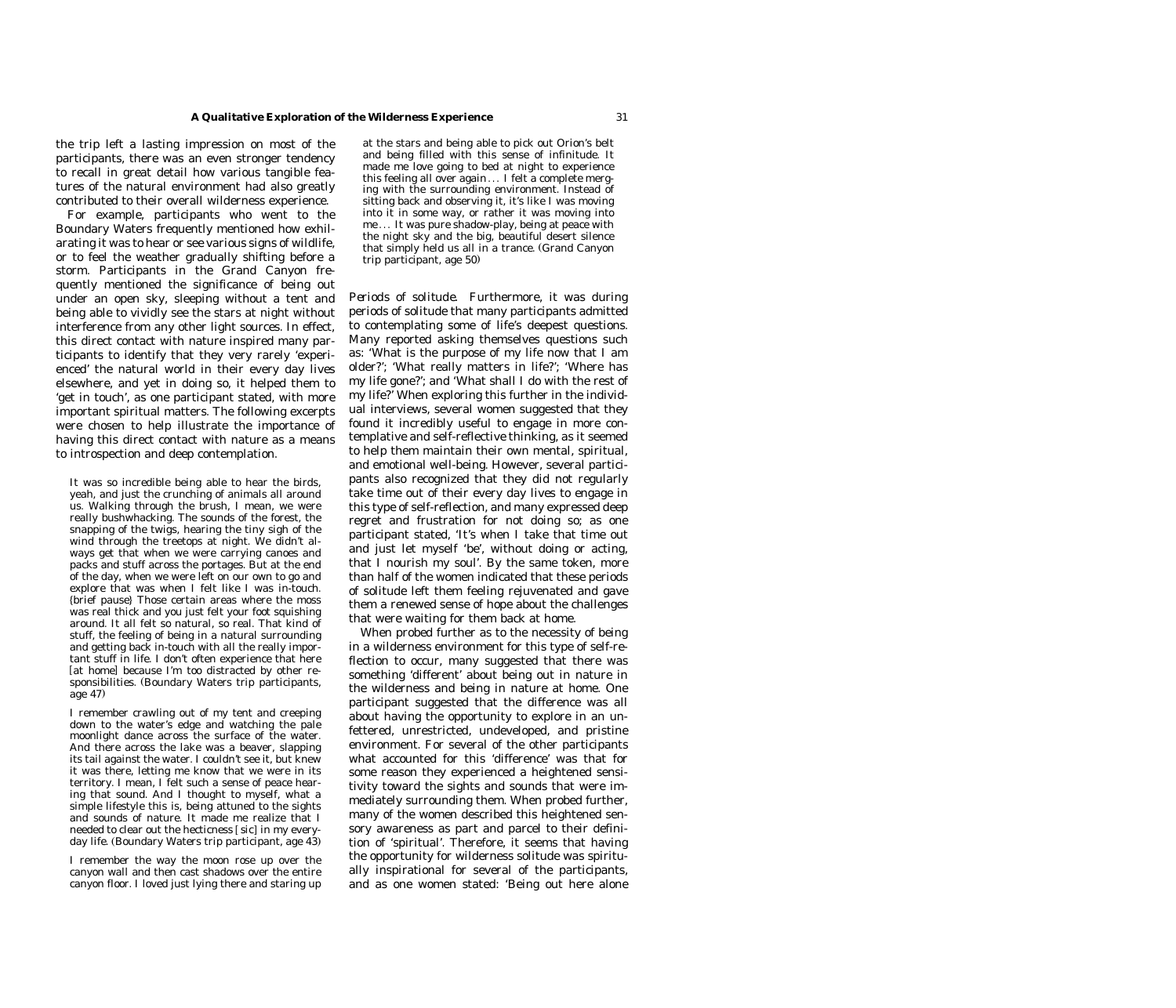the trip left a lasting impression on most of the participants, there was an even stronger tendency to recall in great detail how various tangible features of the natural environment had also greatly contributed to their overall wilderness experience.

For example, participants who went to the Boundary Waters frequently mentioned how exhilarating it was to hear or see various signs of wildlife, or to feel the weather gradually shifting before a storm. Participants in the Grand Canyon frequently mentioned the significance of being out under an open sky, sleeping without a tent and being able to vividly see the stars at night without interference from any other light sources. In effect, this direct contact with nature inspired many participants to identify that they very rarely 'experienced' the natural world in their every day lives elsewhere, and yet in doing so, it helped them to 'get in touch', as one participant stated, with more important spiritual matters. The following excerpts were chosen to help illustrate the importance of having this direct contact with nature as a means to introspection and deep contemplation.

> It was so incredible being able to hear the birds, yeah, and just the crunching of animals all around us. Walking through the brush, I mean, we were really bushwhacking. The sounds of the forest, the snapping of the twigs, hearing the tiny sigh of the wind through the treetops at night. We didn't always get that when we were carrying canoes and packs and stuff across the portages. But at the end of the day, when we were left on our own to go and explore that was when I felt like I was in-touch. (brief pause) Those certain areas where the moss was real thick and you just felt your foot squishing around. It all felt so natural, so real. That kind of stuff, the feeling of being in a natural surrounding and getting back in-touch with all the really important stuff in life. I don't often experience that here [at home] because I'm too distracted by other responsibilities. (Boundary Waters trip participants, age 47)

> I remember crawling out of my tent and creeping down to the water's edge and watching the pale moonlight dance across the surface of the water. And there across the lake was a beaver, slapping its tail against the water. I couldn't see it, but knew it was there, letting me know that we were in its territory. I mean, I felt such a sense of peace hearing that sound. And I thought to myself, what a simple lifestyle this is, being attuned to the sights and sounds of nature. It made me realize that I needed to clear out the hecticness [sic] in my everyday life. (Boundary Waters trip participant, age 43)

> I remember the way the moon rose up over the canyon wall and then cast shadows over the entire canyon floor. I loved just lying there and staring up at the stars and being able to pick out Orion's belt and being filled with this sense of infinitude. It made me love going to bed at night to experience this feeling all over again . . . I felt a complete merging with the surrounding environment. Instead of sitting back and observing it, it's like I was moving into it in some way, or rather it was moving into me . . . It was pure shadow-play, being at peace with the night sky and the big, beautiful desert silence that simply held us all in a trance. (Grand Canyon trip participant, age 50)

*Periods of solitude.* Furthermore, it was during periods of solitude that many participants admitted to contemplating some of life's deepest questions. Many reported asking themselves questions such as: 'What is the purpose of my life now that I am older?'; 'What really matters in life?'; 'Where has my life gone?'; and 'What shall I do with the rest of my life?' When exploring this further in the individual interviews, several women suggested that they found it incredibly useful to engage in more contemplative and self-reflective thinking, as it seemed to help them maintain their own mental, spiritual, and emotional well-being. However, several participants also recognized that they did not regularly take time out of their every day lives to engage in this type of self-reflection, and many expressed deep regret and frustration for not doing so; as one participant stated, 'It's when I take that time out and just let myself 'be', without doing or acting, that I nourish my soul'. By the same token, more than half of the women indicated that these periods of solitude left them feeling rejuvenated and gave them a renewed sense of hope about the challenges that were waiting for them back at home.

When probed further as to the necessity of being in a wilderness environment for this type of self-reflection to occur, many suggested that there was something 'different' about being out in nature in the wilderness and being in nature at home. One participant suggested that the difference was all about having the opportunity to explore in an unfettered, unrestricted, undeveloped, and pristine environment. For several of the other participants what accounted for this 'difference' was that for some reason they experienced a heightened sensitivity toward the sights and sounds that were immediately surrounding them. When probed further, many of the women described this heightened sensory awareness as part and parcel to their definition of 'spiritual'. Therefore, it seems that having the opportunity for wilderness solitude was spiritually inspirational for several of the participants, and as one women stated: 'Being out here alone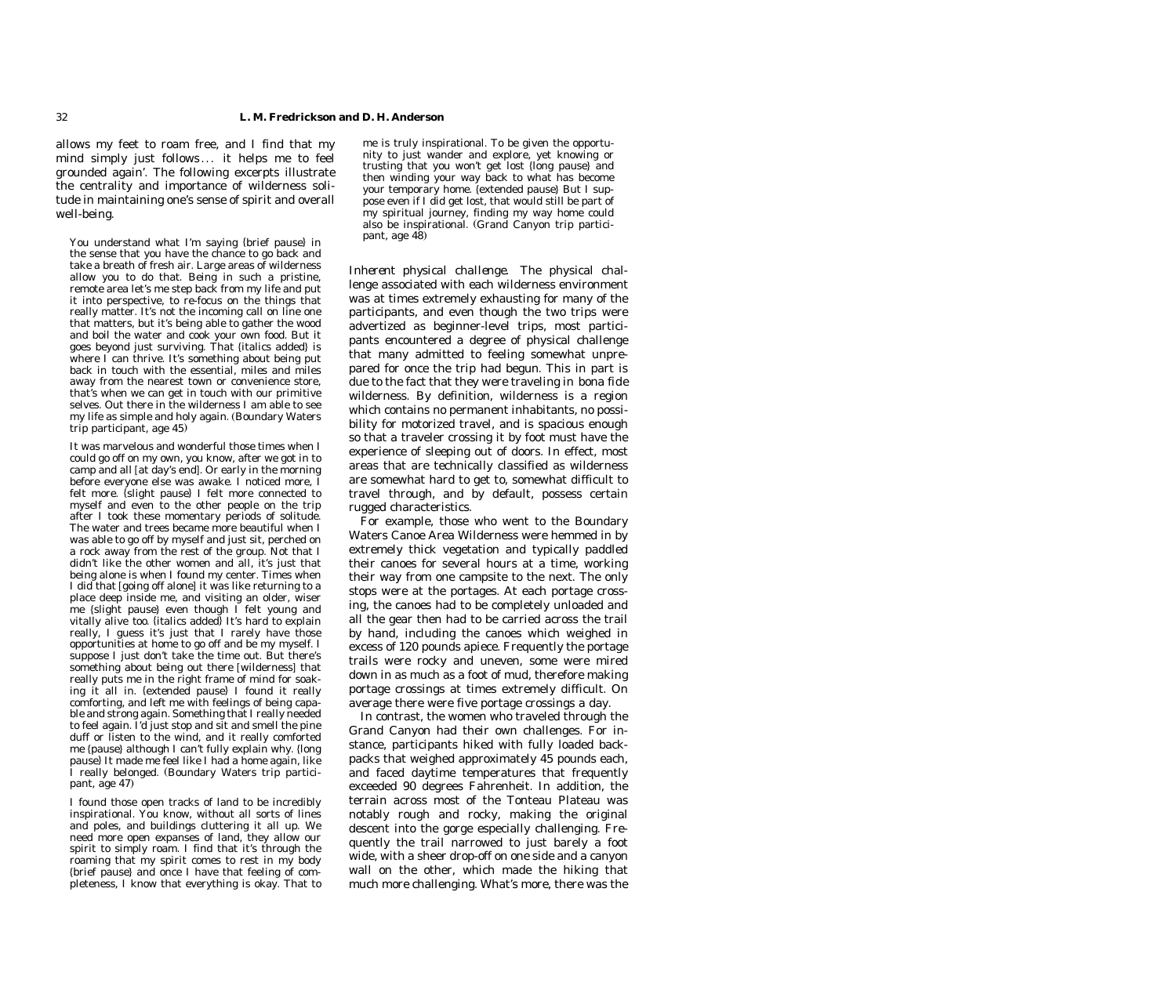allows my feet to roam free, and I find that my mind simply just follows . . . it helps me to feel grounded again'. The following excerpts illustrate the centrality and importance of wilderness solitude in maintaining one's sense of spirit and overall well-being.

> You understand what I'm saying {brief pause} in the sense that you have the chance to go back and take a breath of fresh air. Large areas of wilderness allow you to do that. Being in such a pristine, remote area let's me step back from my life and put it into perspective, to re-focus on the things that really matter. It's not the incoming call on line one that matters, but it's being able to gather the wood and boil the water and cook your own food. But it goes beyond just surviving. That {italics added} is where I can thrive. It's something about being put back in touch with the essential, miles and miles away from the nearest town or convenience store, that's when we can get in touch with our primitive selves. Out there in the wilderness I am able to see my life as simple and holy again. (Boundary Waters trip participant, age 45)

> It was marvelous and wonderful those times when I could go off on my own, you know, after we got in to camp and all [at day's end]. Or early in the morning before everyone else was awake. I noticed more, I felt more. {slight pause} I felt more connected to myself and even to the other people on the trip after I took these momentary periods of solitude. The water and trees became more beautiful when I was able to go off by myself and just sit, perched on a rock away from the rest of the group. Not that I didn't like the other women and all, it's just that being alone is when I found my center. Times when I did that [going off alone] it was like returning to a place deep inside me, and visiting an older, wiser me {slight pause} even though I felt young and vitally alive too. {italics added} It's hard to explain really, I guess it's just that I rarely have those opportunities at home to go off and be my myself. I suppose I just don't take the time out. But there's something about being out there [wilderness] that really puts me in the right frame of mind for soaking it all in. {extended pause} I found it really comforting, and left me with feelings of being capable and strong again. Something that I really needed to feel again. I'd just stop and sit and smell the pine duff or listen to the wind, and it really comforted me {pause} although I can't fully explain why. {long pause} It made me feel like I had a home again, like I really belonged. (Boundary Waters trip participant, age 47)

> I found those open tracks of land to be incredibly inspirational. You know, without all sorts of lines and poles, and buildings cluttering it all up. We need more open expanses of land, they allow our spirit to simply roam. I find that it's through the roaming that my spirit comes to rest in my body {brief pause} and once I have that feeling of completeness, I know that everything is okay. That to me is truly inspirational. To be given the opportunity to just wander and explore, yet knowing or trusting that you won't get lost {long pause} and then winding your way back to what has become your temporary home. {extended pause} But I suppose even if I did get lost, that would still be part of my spiritual journey, finding my way home could also be inspirational. (Grand Canyon trip participant, age 48)

*Inherent physical challenge.* The physical challenge associated with each wilderness environment was at times extremely exhausting for many of the participants, and even though the two trips were advertized as beginner-level trips, most participants encountered a degree of physical challenge that many admitted to feeling somewhat unprepared for once the trip had begun. This in part is due to the fact that they were traveling in *bona fide* wilderness. By definition, wilderness is a region which contains no permanent inhabitants, no possibility for motorized travel, and is spacious enough so that a traveler crossing it by foot must have the experience of sleeping out of doors. In effect, most areas that are technically classified as wilderness are somewhat hard to get to, somewhat difficult to travel through, and by default, possess certain rugged characteristics.

For example, those who went to the Boundary Waters Canoe Area Wilderness were hemmed in by extremely thick vegetation and typically paddled their canoes for several hours at a time, working their way from one campsite to the next. The only stops were at the portages. At each portage crossing, the canoes had to be completely unloaded and all the gear then had to be carried across the trail by hand, including the canoes which weighed in excess of 120 pounds apiece. Frequently the portage trails were rocky and uneven, some were mired down in as much as a foot of mud, therefore making portage crossings at times extremely difficult. On average there were five portage crossings a day.

In contrast, the women who traveled through the Grand Canyon had their own challenges. For instance, participants hiked with fully loaded backpacks that weighed approximately 45 pounds each, and faced daytime temperatures that frequently exceeded 90 degrees Fahrenheit. In addition, the terrain across most of the Tonteau Plateau was notably rough and rocky, making the original descent into the gorge especially challenging. Frequently the trail narrowed to just barely a foot wide, with a sheer drop-off on one side and a canyon wall on the other, which made the hiking that much more challenging. What's more, there was the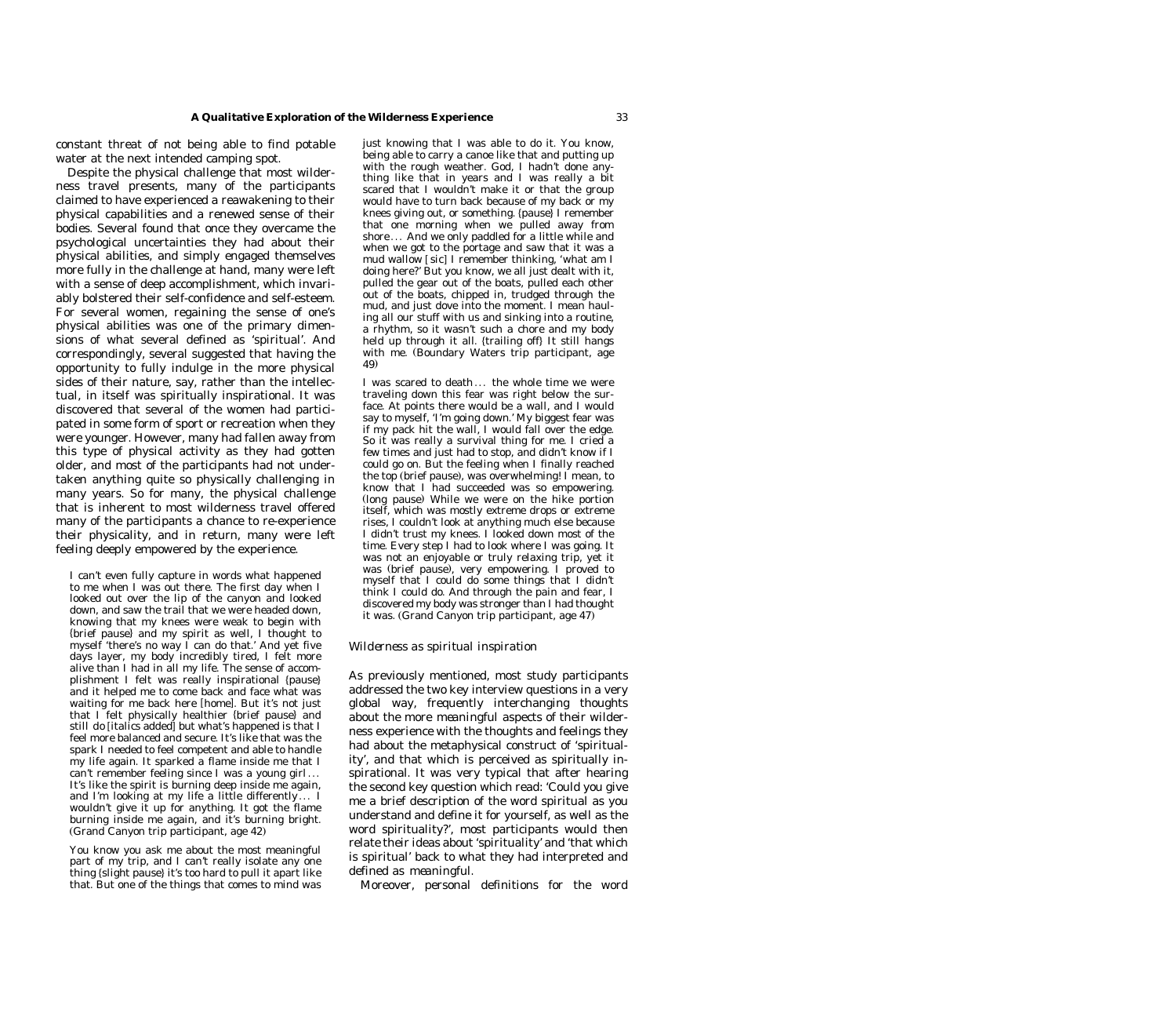constant threat of not being able to find potable water at the next intended camping spot.

Despite the physical challenge that most wilderness travel presents, many of the participants claimed to have experienced a reawakening to their physical capabilities and a renewed sense of their bodies. Several found that once they overcame the psychological uncertainties they had about their physical abilities, and simply engaged themselves more fully in the challenge at hand, many were left with a sense of deep accomplishment, which invariably bolstered their self-confidence and self-esteem. For several women, regaining the sense of one's physical abilities was one of the primary dimensions of what several defined as 'spiritual'. And correspondingly, several suggested that having the opportunity to fully indulge in the more physical sides of their nature, say, rather than the intellectual, in itself was spiritually inspirational. It was discovered that several of the women had participated in some form of sport or recreation when they were younger. However, many had fallen away from this type of physical activity as they had gotten older, and most of the participants had not undertaken anything quite so physically challenging in many years. So for many, the physical challenge that is inherent to most wilderness travel offered many of the participants a chance to re-experience their physicality, and in return, many were left feeling deeply empowered by the experience.

> I can't even fully capture in words what happened to me when I was out there. The first day when I looked out over the lip of the canyon and looked down, and saw the trail that we were headed down, knowing that my knees were weak to begin with {brief pause} and my spirit as well, I thought to myself 'there's no way I can do that.' And yet five days layer, my body incredibly tired, I felt more alive than I had in all my life. The sense of accomplishment I felt was really inspirational {pause} and it helped me to come back and face what was waiting for me back here [home]. But it's not just that I felt physically healthier {brief pause} and still *do* [italics added] but what's happened is that I feel more balanced and secure. It's like that was the spark I needed to feel competent and able to handle my life again. It sparked a flame inside me that I can't remember feeling since I was a young girl ... It's like the spirit is burning deep inside me again, and I'm looking at my life a little differently ... I wouldn't give it up for anything. It got the flame burning inside me again, and it's burning bright. (Grand Canyon trip participant, age 42)

> You know you ask me about the most meaningful part of my trip, and I can't really isolate any one thing {slight pause} it's too hard to pull it apart like that. But one of the things that comes to mind was just knowing that I was able to do it. You know, being able to carry a canoe like that and putting up with the rough weather. God, I hadn't done anything like that in years and I was really a bit scared that I wouldn't make it or that the group would have to turn back because of my back or my knees giving out, or something. {pause} I remember that one morning when we pulled away from shore ... And we only paddled for a little while and when we got to the portage and saw that it was a mud wallow [*sic*] I remember thinking, 'what am I doing here?' But you know, we all just dealt with it, pulled the gear out of the boats, pulled each other out of the boats, chipped in, trudged through the mud, and just dove into the moment. I mean hauling all our stuff with us and sinking into a routine, a rhythm, so it wasn't such a chore and my body held up through it all. {trailing off} It still hangs with me. (Boundary Waters trip participant, age 49)

> I was scared to death ... the whole time we were traveling down this fear was right below the surface. At points there would be a wall, and I would say to myself, 'I'm going down.' My biggest fear was if my pack hit the wall, I would fall over the edge. So it was really a survival thing for me. I cried a few times and just had to stop, and didn't know if I could go on. But the feeling when I finally reached the top (brief pause), was overwhelming! I mean, to know that I had succeeded was so empowering. (long pause) While we were on the hike portion itself, which was mostly extreme drops or extreme rises, I couldn't look at anything much else because I didn't trust my knees. I looked down most of the time. Every step I had to look where I was going. It was not an enjoyable or truly relaxing trip, yet it was (brief pause), very empowering. I proved to myself that I could do some things that I didn't think I could do. And through the pain and fear, I discovered my body was stronger than I had thought it was. (Grand Canyon trip participant, age 47)

### *Wilderness as spiritual inspiration*

As previously mentioned, most study participants addressed the two key interview questions in a very global way, frequently interchanging thoughts about the more meaningful aspects of their wilderness experience with the thoughts and feelings they had about the metaphysical construct of 'spirituality', and that which is perceived as spiritually inspirational. It was very typical that after hearing the second key question which read: 'Could you give me a brief description of the word spiritual as you understand and define it for yourself, as well as the word spirituality?', most participants would then relate their ideas about 'spirituality' and 'that which is spiritual' back to what they had interpreted and defined as meaningful.

Moreover, personal definitions for the word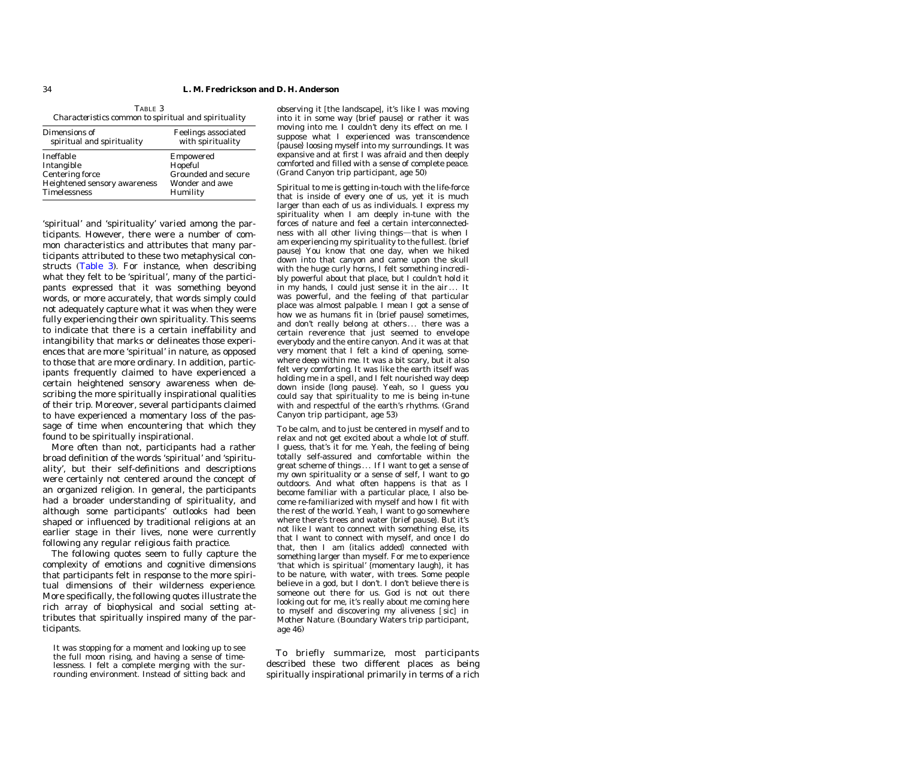TABLE 3
*Characteristics common to spiritual and spirituality*

| Dimensions of spiritual and spirituality | Feelings associated with spirituality |
|---|---|
| Ineffable | Empowered |
| Intangible | Hopeful |
| Centering force | Grounded and secure |
| Heightened sensory awareness | Wonder and awe |
| Timelessness | Humility |

'spiritual' and 'spirituality' varied among the participants. However, there were a number of common characteristics and attributes that many participants attributed to these two metaphysical constructs (Table 3). For instance, when describing what they felt to be 'spiritual', many of the participants expressed that it was something beyond words, or more accurately, that words simply could not adequately capture what it was when they were fully experiencing their own spirituality. This seems to indicate that there is a certain ineffability and intangibility that marks or delineates those experiences that are more 'spiritual' in nature, as opposed to those that are more ordinary. In addition, participants frequently claimed to have experienced a certain heightened sensory awareness when describing the more spiritually inspirational qualities of their trip. Moreover, several participants claimed to have experienced a momentary loss of the passage of time when encountering that which they found to be spiritually inspirational.

More often than not, participants had a rather broad definition of the words 'spiritual' and 'spirituality', but their self-definitions and descriptions were certainly not centered around the concept of an organized religion. In general, the participants had a broader understanding of spirituality, and although some participants' outlooks had been shaped or influenced by traditional religions at an earlier stage in their lives, none were currently following any regular religious faith practice.

The following quotes seem to fully capture the complexity of emotions and cognitive dimensions that participants felt in response to the more spiritual dimensions of their wilderness experience. More specifically, the following quotes illustrate the rich array of biophysical and social setting attributes that spiritually inspired many of the participants.

> It was stopping for a moment and looking up to see the full moon rising, and having a sense of timelessness. I felt a complete merging with the surrounding environment. Instead of sitting back and observing it [the landscape], it's like I was moving into it in some way {brief pause} or rather it was moving into me. I couldn't deny its effect on me. I suppose what I experienced was transcendence {pause} loosing myself into my surroundings. It was expansive and at first I was afraid and then deeply comforted and filled with a sense of complete peace. (Grand Canyon trip participant, age 50)

> Spiritual to me is getting in-touch with the life-force that is inside of every one of us, yet it is much larger than each of us as individuals. I express my spirituality when I am deeply in-tune with the forces of nature and feel a certain interconnectedness with all other living things—that is when I am experiencing my spirituality to the fullest. {brief pause} You know that one day, when we hiked down into that canyon and came upon the skull with the huge curly horns, I felt something incredibly powerful about that place, but I couldn't hold it in my hands, I could just sense it in the air ... It was powerful, and the feeling of that particular place was almost palpable. I mean I got a sense of how we as humans fit in {brief pause} sometimes, and don't really belong at others ... there was a certain reverence that just seemed to envelope everybody and the entire canyon. And it was at that very moment that I felt a kind of opening, somewhere deep within me. It was a bit scary, but it also felt very comforting. It was like the earth itself was holding me in a spell, and I felt nourished way deep down inside {long pause}. Yeah, so I guess you could say that spirituality to me is being in-tune with and respectful of the earth's rhythms. (Grand Canyon trip participant, age 53)

> To be calm, and to just be centered in myself and to relax and not get excited about a whole lot of stuff. I guess, that's it for me. Yeah, the feeling of being totally self-assured and comfortable within the great scheme of things ... If I want to get a sense of my own spirituality or a sense of self, I want to go outdoors. And what often happens is that as I become familiar with a particular place, I also become re-familiarized with myself and how I fit with the rest of the world. Yeah, I want to go somewhere where there's trees and water {brief pause}. But it's not like I want to connect with something else, its that I want to connect with myself, and once I do that, then I *am* {italics added} connected with something larger than myself. For me to experience 'that which is spiritual' {momentary laugh}, it has to be nature, with water, with trees. Some people believe in a god, but I don't. I don't believe there is someone out there for us. God is not out there looking out for me, it's really about me coming here to myself and discovering my aliveness [*sic*] in Mother Nature. (Boundary Waters trip participant, age 46)

To briefly summarize, most participants described these two different places as being spiritually inspirational primarily in terms of a rich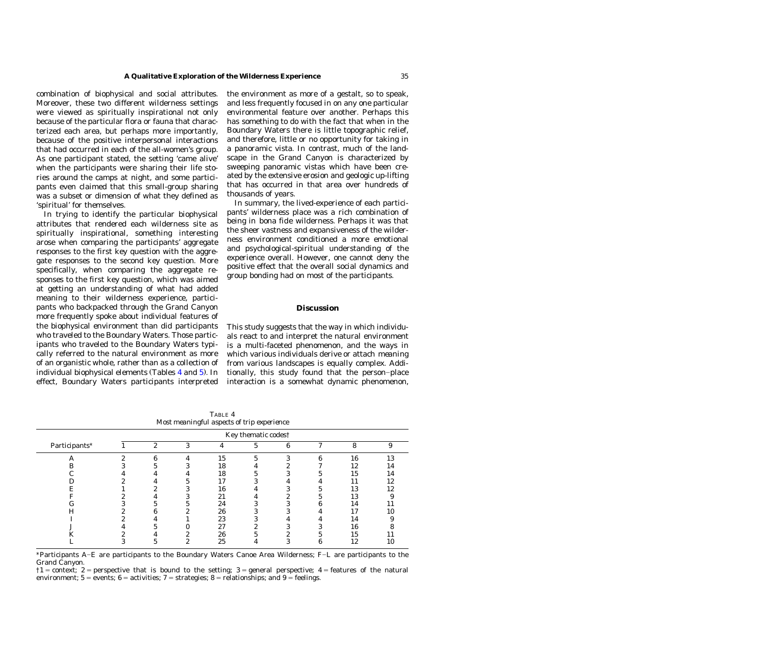combination of biophysical and social attributes. Moreover, these two different wilderness settings were viewed as spiritually inspirational not only because of the particular flora or fauna that characterized each area, but perhaps more importantly, because of the positive interpersonal interactions that had occurred in each of the all-women's group. As one participant stated, the setting 'came alive' when the participants were sharing their life stories around the camps at night, and some participants even claimed that this small-group sharing was a subset or dimension of what they defined as 'spiritual' for themselves.

In trying to identify the particular biophysical attributes that rendered each wilderness site as spiritually inspirational, something interesting arose when comparing the participants' aggregate responses to the first key question with the aggregate responses to the second key question. More specifically, when comparing the aggregate responses to the first key question, which was aimed at getting an understanding of what had added meaning to their wilderness experience, participants who backpacked through the Grand Canyon more frequently spoke about individual features of the biophysical environment than did participants who traveled to the Boundary Waters. Those participants who traveled to the Boundary Waters typically referred to the natural environment as more of an organistic whole, rather than as a collection of individual biophysical elements (Tables 4 and 5). In effect, Boundary Waters participants interpreted the environment as more of a gestalt, so to speak, and less frequently focused in on any one particular environmental feature over another. Perhaps this has something to do with the fact that when in the Boundary Waters there is little topographic relief, and therefore, little or no opportunity for taking in a panoramic vista. In contrast, much of the landscape in the Grand Canyon is characterized by sweeping panoramic vistas which have been created by the extensive erosion and geologic up-lifting that has occurred in that area over hundreds of thousands of years.

In summary, the lived-experience of each participants' wilderness place was a rich combination of being in bona fide wilderness. Perhaps it was that the sheer vastness and expansiveness of the wilderness environment conditioned a more emotional and psychological-spiritual understanding of the experience overall. However, one cannot deny the positive effect that the overall social dynamics and group bonding had on most of the participants.

## Discussion

This study suggests that the way in which individuals react to and interpret the natural environment is a multi-faceted phenomenon, and the ways in which various individuals derive or attach meaning from various landscapes is equally complex. Additionally, this study found that the person–place interaction is a somewhat dynamic phenomenon,

TABLE 4
*Most meaningful aspects of trip experience*

| | Key thematic codes† | | | | | | | | |
|---|---|---|---|---|---|---|---|---|---|
| Participants* | 1 | 2 | 3 | 4 | 5 | 6 | 7 | 8 | 9 |
| A | 2 | 6 | 4 | 15 | 5 | 3 | 6 | 16 | 13 |
| B | 3 | 5 | 3 | 18 | 4 | 2 | 7 | 12 | 14 |
| C | 4 | 4 | 4 | 18 | 5 | 3 | 5 | 15 | 14 |
| D | 2 | 4 | 5 | 17 | 3 | 4 | 4 | 11 | 12 |
| E | 1 | 2 | 3 | 16 | 4 | 3 | 5 | 13 | 12 |
| F | 2 | 4 | 3 | 21 | 4 | 2 | 5 | 13 | 9 |
| G | 3 | 5 | 5 | 24 | 3 | 3 | 6 | 14 | 11 |
| H | 2 | 6 | 2 | 26 | 3 | 3 | 4 | 17 | 10 |
| I | 2 | 4 | 1 | 23 | 3 | 4 | 4 | 14 | 9 |
| J | 4 | 5 | 0 | 27 | 2 | 3 | 3 | 16 | 8 |
| K | 2 | 4 | 2 | 26 | 5 | 2 | 5 | 15 | 11 |
| L | 3 | 5 | 2 | 25 | 4 | 3 | 6 | 12 | 10 |

*Participants A–E are participants to the Boundary Waters Canoe Area Wilderness; F–L are participants to the Grand Canyon.

†1 = context; 2 = perspective that is bound to the setting; 3 = general perspective; 4 = features of the natural environment; 5 = events; 6 = activities; 7 = strategies; 8 = relationships; and 9 = feelings.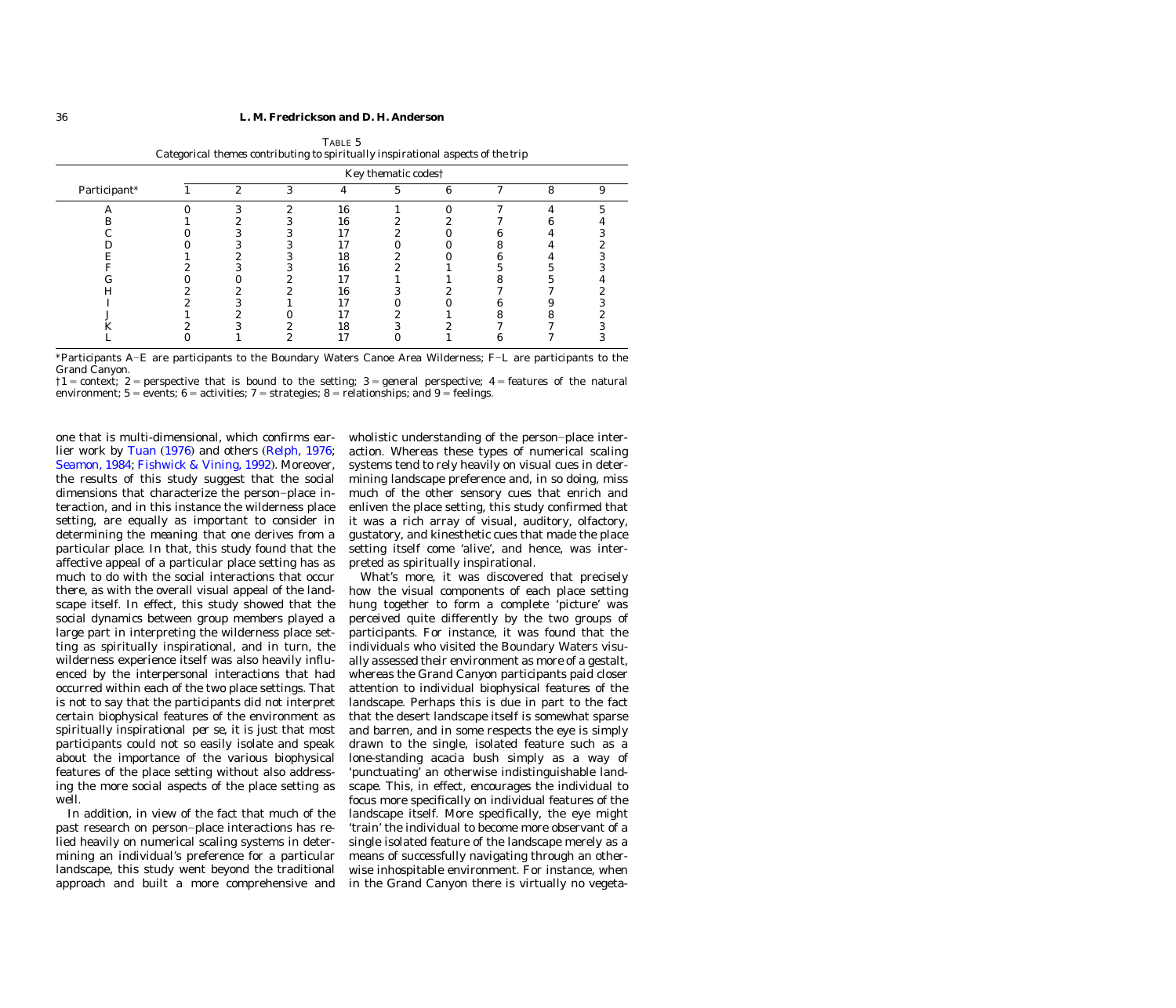TABLE 5
*Categorical themes contributing to spiritually inspirational aspects of the trip*

| | Key thematic codes† | | | | | | | | |
|---|---|---|---|---|---|---|---|---|---|
| Participant* | 1 | 2 | 3 | 4 | 5 | 6 | 7 | 8 | 9 |
| A | 0 | 3 | 2 | 16 | 1 | 0 | 7 | 4 | 5 |
| B | 1 | 2 | 3 | 16 | 2 | 2 | 7 | 6 | 4 |
| C | 0 | 3 | 3 | 17 | 2 | 0 | 6 | 4 | 3 |
| D | 0 | 3 | 3 | 17 | 0 | 0 | 8 | 4 | 2 |
| E | 1 | 2 | 3 | 18 | 2 | 0 | 6 | 4 | 3 |
| F | 2 | 3 | 3 | 16 | 2 | 1 | 5 | 5 | 3 |
| G | 0 | 0 | 2 | 17 | 1 | 1 | 8 | 5 | 4 |
| H | 2 | 2 | 2 | 16 | 3 | 2 | 7 | 7 | 2 |
| I | 2 | 3 | 1 | 17 | 0 | 0 | 6 | 9 | 3 |
| J | 1 | 2 | 0 | 17 | 2 | 1 | 8 | 8 | 2 |
| K | 2 | 3 | 2 | 18 | 3 | 2 | 7 | 7 | 3 |
| L | 0 | 1 | 2 | 17 | 0 | 1 | 6 | 7 | 3 |

*Participants A–E are participants to the Boundary Waters Canoe Area Wilderness; F–L are participants to the Grand Canyon.
†1 = context; 2 = perspective that is bound to the setting; 3 = general perspective; 4 = features of the natural environment; 5 = events; 6 = activities; 7 = strategies; 8 = relationships; and 9 = feelings.

one that is multi-dimensional, which confirms earlier work by Tuan (1976) and others (Relph, 1976; Seamon, 1984; Fishwick & Vining, 1992). Moreover, the results of this study suggest that the social dimensions that characterize the person–place interaction, and in this instance the wilderness place setting, are equally as important to consider in determining the meaning that one derives from a particular place. In that, this study found that the affective appeal of a particular place setting has as much to do with the social interactions that occur there, as with the overall visual appeal of the landscape itself. In effect, this study showed that the social dynamics between group members played a large part in interpreting the wilderness place setting as spiritually inspirational, and in turn, the wilderness experience itself was also heavily influenced by the interpersonal interactions that had occurred within each of the two place settings. That is not to say that the participants did not interpret certain biophysical features of the environment as spiritually inspirational *per se*, it is just that most participants could not so easily isolate and speak about the importance of the various biophysical features of the place setting without also addressing the more social aspects of the place setting as well.

In addition, in view of the fact that much of the past research on person–place interactions has relied heavily on numerical scaling systems in determining an individual's preference for a particular landscape, this study went beyond the traditional approach and built a more comprehensive and wholistic understanding of the person–place interaction. Whereas these types of numerical scaling systems tend to rely heavily on visual cues in determining landscape preference and, in so doing, miss much of the other sensory cues that enrich and enliven the place setting, this study confirmed that it was a rich array of visual, auditory, olfactory, gustatory, and kinesthetic cues that made the place setting itself come 'alive', and hence, was interpreted as spiritually inspirational.

What's more, it was discovered that precisely how the visual components of each place setting hung together to form a complete 'picture' was perceived quite differently by the two groups of participants. For instance, it was found that the individuals who visited the Boundary Waters visually assessed their environment as more of a gestalt, whereas the Grand Canyon participants paid closer attention to individual biophysical features of the landscape. Perhaps this is due in part to the fact that the desert landscape itself is somewhat sparse and barren, and in some respects the eye is simply drawn to the single, isolated feature such as a lone-standing acacia bush simply as a way of 'punctuating' an otherwise indistinguishable landscape. This, in effect, encourages the individual to focus more specifically on individual features of the landscape itself. More specifically, the eye might 'train' the individual to become more observant of a single isolated feature of the landscape merely as a means of successfully navigating through an otherwise inhospitable environment. For instance, when in the Grand Canyon there is virtually no vegeta-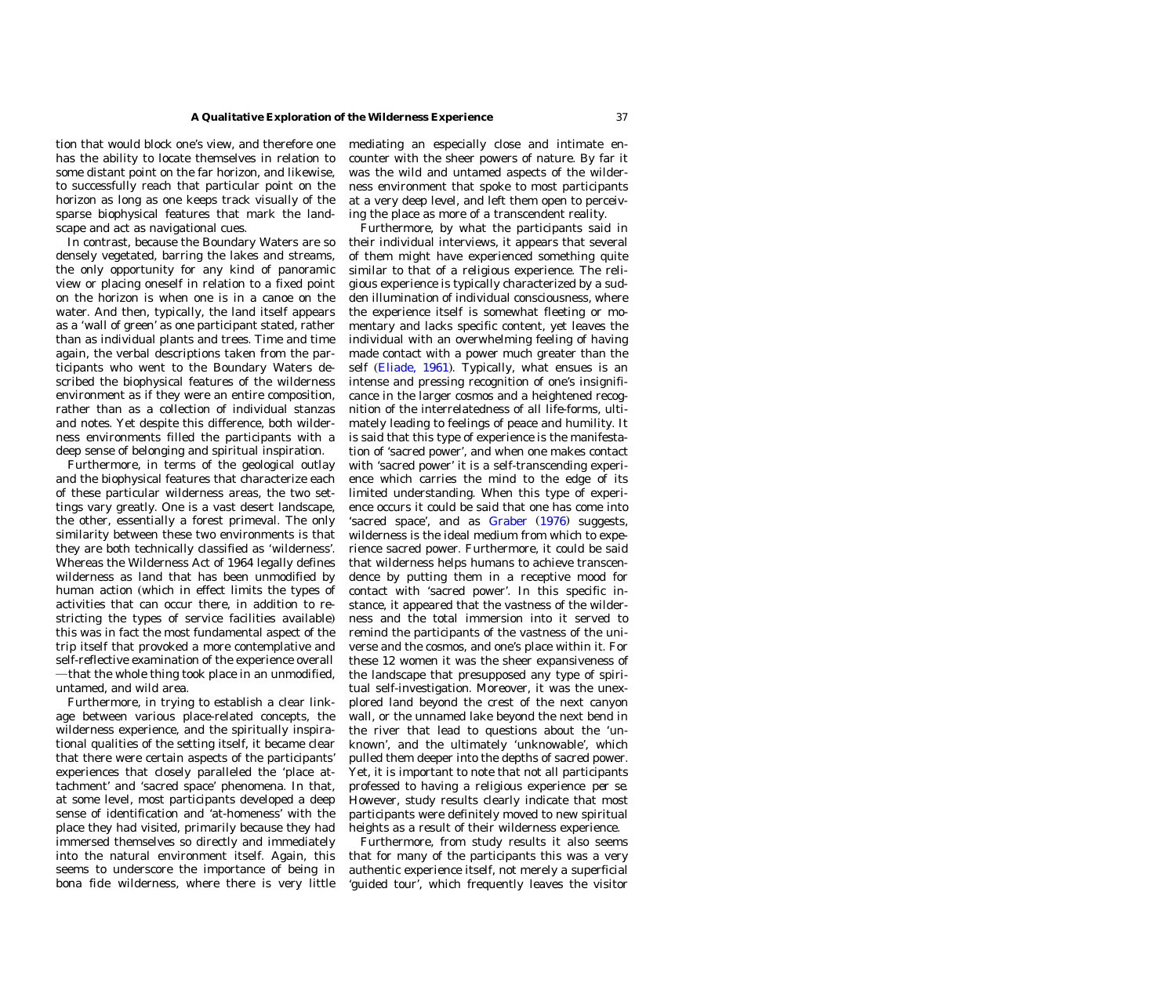tion that would block one's view, and therefore one has the ability to locate themselves in relation to some distant point on the far horizon, and likewise, to successfully reach that particular point on the horizon as long as one keeps track visually of the sparse biophysical features that mark the landscape and act as navigational cues.

In contrast, because the Boundary Waters are so densely vegetated, barring the lakes and streams, the only opportunity for any kind of panoramic view or placing oneself in relation to a fixed point on the horizon is when one is in a canoe on the water. And then, typically, the land itself appears as a 'wall of green' as one participant stated, rather than as individual plants and trees. Time and time again, the verbal descriptions taken from the participants who went to the Boundary Waters described the biophysical features of the wilderness environment as if they were an entire composition, rather than as a collection of individual stanzas and notes. Yet despite this difference, both wilderness environments filled the participants with a deep sense of belonging and spiritual inspiration.

Furthermore, in terms of the geological outlay and the biophysical features that characterize each of these particular wilderness areas, the two settings vary greatly. One is a vast desert landscape, the other, essentially a forest primeval. The only similarity between these two environments is that they are both technically classified as 'wilderness'. Whereas the Wilderness Act of 1964 legally defines wilderness as land that has been unmodified by human action (which in effect limits the types of activities that can occur there, in addition to restricting the types of service facilities available) this was in fact the most fundamental aspect of the trip itself that provoked a more contemplative and self-reflective examination of the experience overall —that the whole thing took place in an unmodified, untamed, and wild area.

Furthermore, in trying to establish a clear linkage between various place-related concepts, the wilderness experience, and the spiritually inspirational qualities of the setting itself, it became clear that there were certain aspects of the participants' experiences that closely paralleled the 'place attachment' and 'sacred space' phenomena. In that, at some level, most participants developed a deep sense of identification and 'at-homeness' with the place they had visited, primarily because they had immersed themselves so directly and immediately into the natural environment itself. Again, this seems to underscore the importance of being in bona fide wilderness, where there is very little mediating an especially close and intimate encounter with the sheer powers of nature. By far it was the wild and untamed aspects of the wilderness environment that spoke to most participants at a very deep level, and left them open to perceiving the place as more of a transcendent reality.

Furthermore, by what the participants said in their individual interviews, it appears that several of them might have experienced something quite similar to that of a religious experience. The religious experience is typically characterized by a sudden illumination of individual consciousness, where the experience itself is somewhat fleeting or momentary and lacks specific content, yet leaves the individual with an overwhelming feeling of having made contact with a power much greater than the self (Eliade, 1961). Typically, what ensues is an intense and pressing recognition of one's insignificance in the larger cosmos and a heightened recognition of the interrelatedness of all life-forms, ultimately leading to feelings of peace and humility. It is said that this type of experience is the manifestation of 'sacred power', and when one makes contact with 'sacred power' it is a self-transcending experience which carries the mind to the edge of its limited understanding. When this type of experience occurs it could be said that one has come into 'sacred space', and as Graber (1976) suggests, wilderness is the ideal medium from which to experience sacred power. Furthermore, it could be said that wilderness helps humans to achieve transcendence by putting them in a receptive mood for contact with 'sacred power'. In this specific instance, it appeared that the vastness of the wilderness and the total immersion into it served to remind the participants of the vastness of the universe and the cosmos, and one's place within it. For these 12 women it was the sheer expansiveness of the landscape that presupposed any type of spiritual self-investigation. Moreover, it was the unexplored land beyond the crest of the next canyon wall, or the unnamed lake beyond the next bend in the river that lead to questions about the 'unknown', and the ultimately 'unknowable', which pulled them deeper into the depths of sacred power. Yet, it is important to note that not all participants professed to having a religious experience *per se*. However, study results clearly indicate that most participants were definitely moved to new spiritual heights as a result of their wilderness experience.

Furthermore, from study results it also seems that for many of the participants this was a very authentic experience itself, not merely a superficial 'guided tour', which frequently leaves the visitor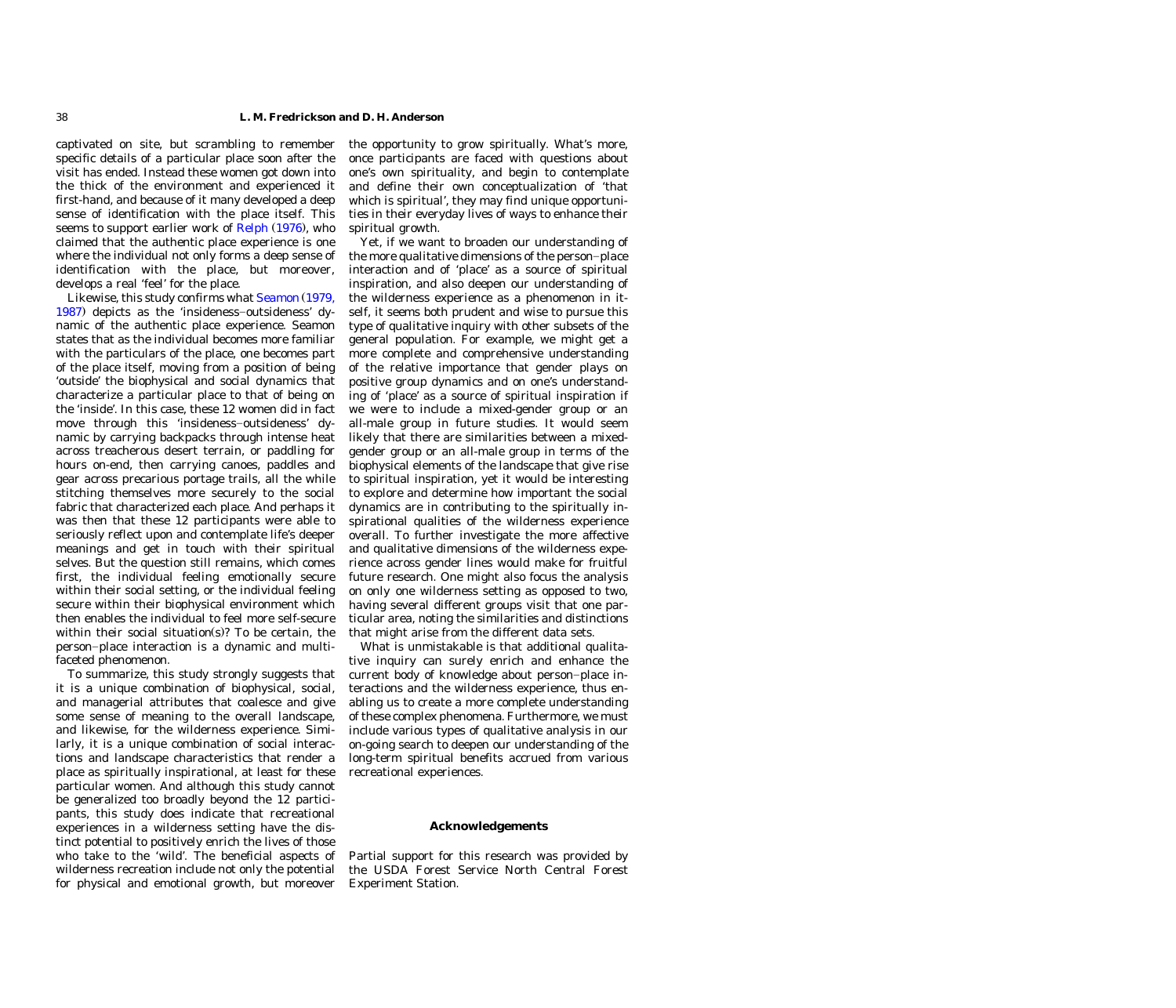captivated on site, but scrambling to remember specific details of a particular place soon after the visit has ended. Instead these women got down into the thick of the environment and experienced it first-hand, and because of it many developed a deep sense of identification with the place itself. This seems to support earlier work of Relph (1976), who claimed that the authentic place experience is one where the individual not only forms a deep sense of identification with the place, but moreover, develops a real 'feel' for the place.

Likewise, this study confirms what Seamon (1979, 1987) depicts as the 'insideness–outsideness' dynamic of the authentic place experience. Seamon states that as the individual becomes more familiar with the particulars of the place, one becomes part of the place itself, moving from a position of being 'outside' the biophysical and social dynamics that characterize a particular place to that of being on the 'inside'. In this case, these 12 women did in fact move through this 'insideness–outsideness' dynamic by carrying backpacks through intense heat across treacherous desert terrain, or paddling for hours on-end, then carrying canoes, paddles and gear across precarious portage trails, all the while stitching themselves more securely to the social fabric that characterized each place. And perhaps it was then that these 12 participants were able to seriously reflect upon and contemplate life's deeper meanings and get in touch with their spiritual selves. But the question still remains, which comes first, the individual feeling emotionally secure within their social setting, or the individual feeling secure within their biophysical environment which then enables the individual to feel more self-secure within their social situation(s)? To be certain, the person–place interaction is a dynamic and multi-faceted phenomenon.

To summarize, this study strongly suggests that it is a unique combination of biophysical, social, and managerial attributes that coalesce and give some sense of meaning to the overall landscape, and likewise, for the wilderness experience. Similarly, it is a unique combination of social interactions and landscape characteristics that render a place as spiritually inspirational, at least for these particular women. And although this study cannot be generalized too broadly beyond the 12 participants, this study does indicate that recreational experiences in a wilderness setting have the distinct potential to positively enrich the lives of those who take to the 'wild'. The beneficial aspects of wilderness recreation include not only the potential for physical and emotional growth, but moreover the opportunity to grow spiritually. What's more, once participants are faced with questions about one's own spirituality, and begin to contemplate and define their own conceptualization of 'that which is spiritual', they may find unique opportunities in their everyday lives of ways to enhance their spiritual growth.

Yet, if we want to broaden our understanding of the more qualitative dimensions of the person–place interaction and of 'place' as a source of spiritual inspiration, and also deepen our understanding of the wilderness experience as a phenomenon in itself, it seems both prudent and wise to pursue this type of qualitative inquiry with other subsets of the general population. For example, we might get a more complete and comprehensive understanding of the relative importance that gender plays on positive group dynamics and on one's understanding of 'place' as a source of spiritual inspiration if we were to include a mixed-gender group or an all-male group in future studies. It would seem likely that there are similarities between a mixed-gender group or an all-male group in terms of the biophysical elements of the landscape that give rise to spiritual inspiration, yet it would be interesting to explore and determine how important the social dynamics are in contributing to the spiritually inspirational qualities of the wilderness experience overall. To further investigate the more affective and qualitative dimensions of the wilderness experience across gender lines would make for fruitful future research. One might also focus the analysis on only one wilderness setting as opposed to two, having several different groups visit that one particular area, noting the similarities and distinctions that might arise from the different data sets.

What is unmistakable is that additional qualitative inquiry can surely enrich and enhance the current body of knowledge about person–place interactions and the wilderness experience, thus enabling us to create a more complete understanding of these complex phenomena. Furthermore, we must include various types of qualitative analysis in our on-going search to deepen our understanding of the long-term spiritual benefits accrued from various recreational experiences.

## Acknowledgements

Partial support for this research was provided by the USDA Forest Service North Central Forest Experiment Station.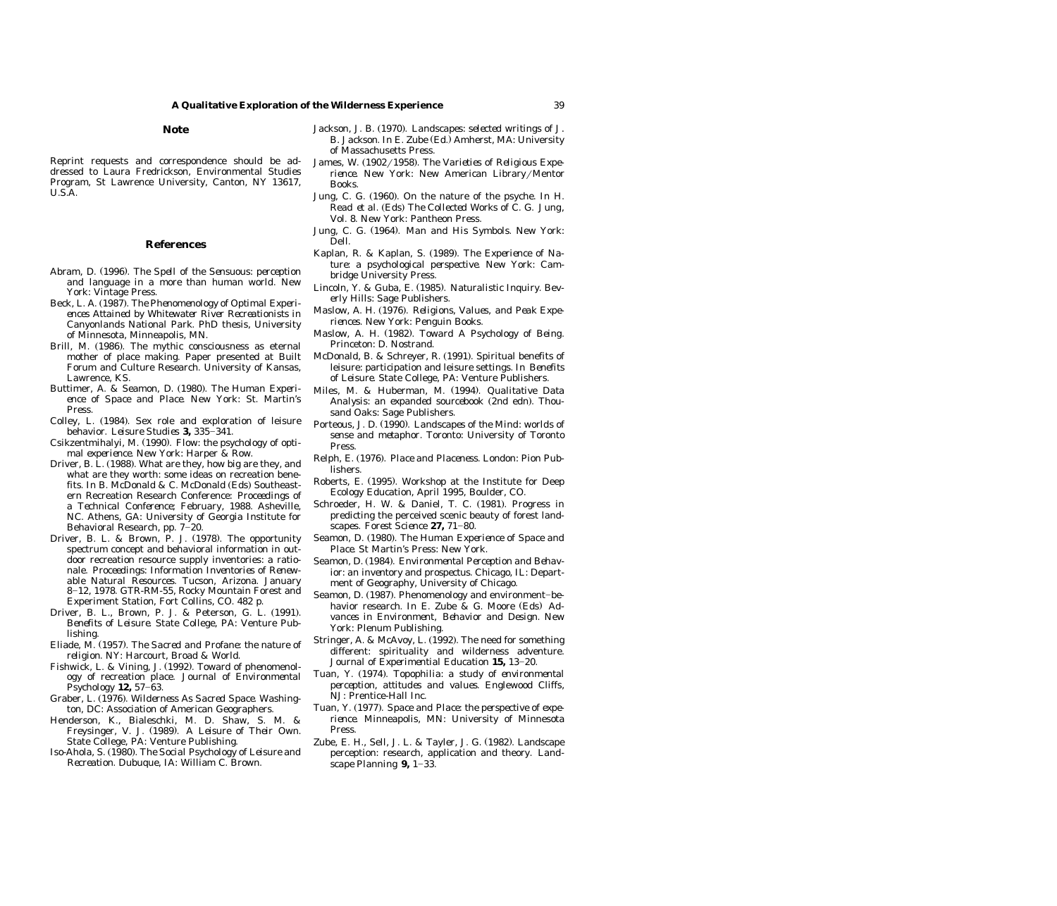## Note

Reprint requests and correspondence should be addressed to Laura Fredrickson, Environmental Studies Program, St Lawrence University, Canton, NY 13617, U.S.A.

## References

Abram, D. (1996). *The Spell of the Sensuous: perception and language in a more than human world*. New York: Vintage Press.

Beck, L. A. (1987). *The Phenomenology of Optimal Experiences Attained by Whitewater River Recreationists in Canyonlands National Park*. PhD thesis, University of Minnesota, Minneapolis, MN.

Brill, M. (1986). The mythic consciousness as eternal mother of place making. Paper presented at Built Forum and Culture Research. University of Kansas, Lawrence, KS.

Buttimer, A. & Seamon, D. (1980). *The Human Experience of Space and Place*. New York: St. Martin's Press.

Colley, L. (1984). Sex role and exploration of leisure behavior. *Leisure Studies* **3,** 335–341.

Csikzentmihalyi, M. (1990). *Flow: the psychology of optimal experience*. New York: Harper & Row.

Driver, B. L. (1988). What are they, how big are they, and what are they worth: some ideas on recreation benefits. In B. McDonald & C. McDonald (Eds) *Southeastern Recreation Research Conference: Proceedings of a Technical Conference*; February, 1988. Asheville, NC. Athens, GA: University of Georgia Institute for Behavioral Research, pp. 7–20.

Driver, B. L. & Brown, P. J. (1978). The opportunity spectrum concept and behavioral information in outdoor recreation resource supply inventories: a rationale. *Proceedings: Information Inventories of Renewable Natural Resources*. Tucson, Arizona. January 8–12, 1978. GTR-RM-55, Rocky Mountain Forest and Experiment Station, Fort Collins, CO. 482 p.

Driver, B. L., Brown, P. J. & Peterson, G. L. (1991). *Benefits of Leisure*. State College, PA: Venture Publishing.

Eliade, M. (1957). *The Sacred and Profane: the nature of religion*. NY: Harcourt, Broad & World.

Fishwick, L. & Vining, J. (1992). Toward of phenomenology of recreation place. *Journal of Environmental Psychology* **12,** 57–63.

Graber, L. (1976). *Wilderness As Sacred Space*. Washington, DC: Association of American Geographers.

Henderson, K., Bialeschki, M. D. Shaw, S. M. & Freysinger, V. J. (1989). *A Leisure of Their Own*. State College, PA: Venture Publishing.

Iso-Ahola, S. (1980). *The Social Psychology of Leisure and Recreation*. Dubuque, IA: William C. Brown.

Jackson, J. B. (1970). *Landscapes: selected writings of J. B. Jackson*. In E. Zube (Ed.) Amherst, MA: University of Massachusetts Press.

James, W. (1902/1958). *The Varieties of Religious Experience*. New York: New American Library/Mentor Books.

Jung, C. G. (1960). On the nature of the psyche. In H. Read *et al*. (Eds) *The Collected Works of C. G. Jung*, Vol. 8. New York: Pantheon Press.

Jung, C. G. (1964). *Man and His Symbols*. New York: Dell.

Kaplan, R. & Kaplan, S. (1989). *The Experience of Nature: a psychological perspective*. New York: Cambridge University Press.

Lincoln, Y. & Guba, E. (1985). *Naturalistic Inquiry*. Beverly Hills: Sage Publishers.

Maslow, A. H. (1976). *Religions, Values, and Peak Experiences*. New York: Penguin Books.

Maslow, A. H. (1982). *Toward A Psychology of Being*. Princeton: D. Nostrand.

McDonald, B. & Schreyer, R. (1991). Spiritual benefits of leisure: participation and leisure settings. In *Benefits of Leisure*. State College, PA: Venture Publishers.

Miles, M. & Huberman, M. (1994). *Qualitative Data Analysis: an expanded sourcebook* (2nd edn). Thousand Oaks: Sage Publishers.

Porteous, J. D. (1990). *Landscapes of the Mind: worlds of sense and metaphor*. Toronto: University of Toronto Press.

Relph, E. (1976). *Place and Placeness*. London: Pion Publishers.

Roberts, E. (1995). Workshop at the Institute for Deep Ecology Education, April 1995, Boulder, CO.

Schroeder, H. W. & Daniel, T. C. (1981). Progress in predicting the perceived scenic beauty of forest landscapes. *Forest Science* **27,** 71–80.

Seamon, D. (1980). *The Human Experience of Space and Place*. St Martin's Press: New York.

Seamon, D. (1984). *Environmental Perception and Behavior: an inventory and prospectus*. Chicago, IL: Department of Geography, University of Chicago.

Seamon, D. (1987). Phenomenology and environment–behavior research. In E. Zube & G. Moore (Eds) *Advances in Environment, Behavior and Design*. New York: Plenum Publishing.

Stringer, A. & McAvoy, L. (1992). The need for something different: spirituality and wilderness adventure. *Journal of Experimential Education* **15,** 13–20.

Tuan, Y. (1974). *Topophilia: a study of environmental perception, attitudes and values*. Englewood Cliffs, NJ: Prentice-Hall Inc.

Tuan, Y. (1977). *Space and Place: the perspective of experience*. Minneapolis, MN: University of Minnesota Press.

Zube, E. H., Sell, J. L. & Tayler, J. G. (1982). Landscape perception: research, application and theory. *Landscape Planning* **9,** 1–33.